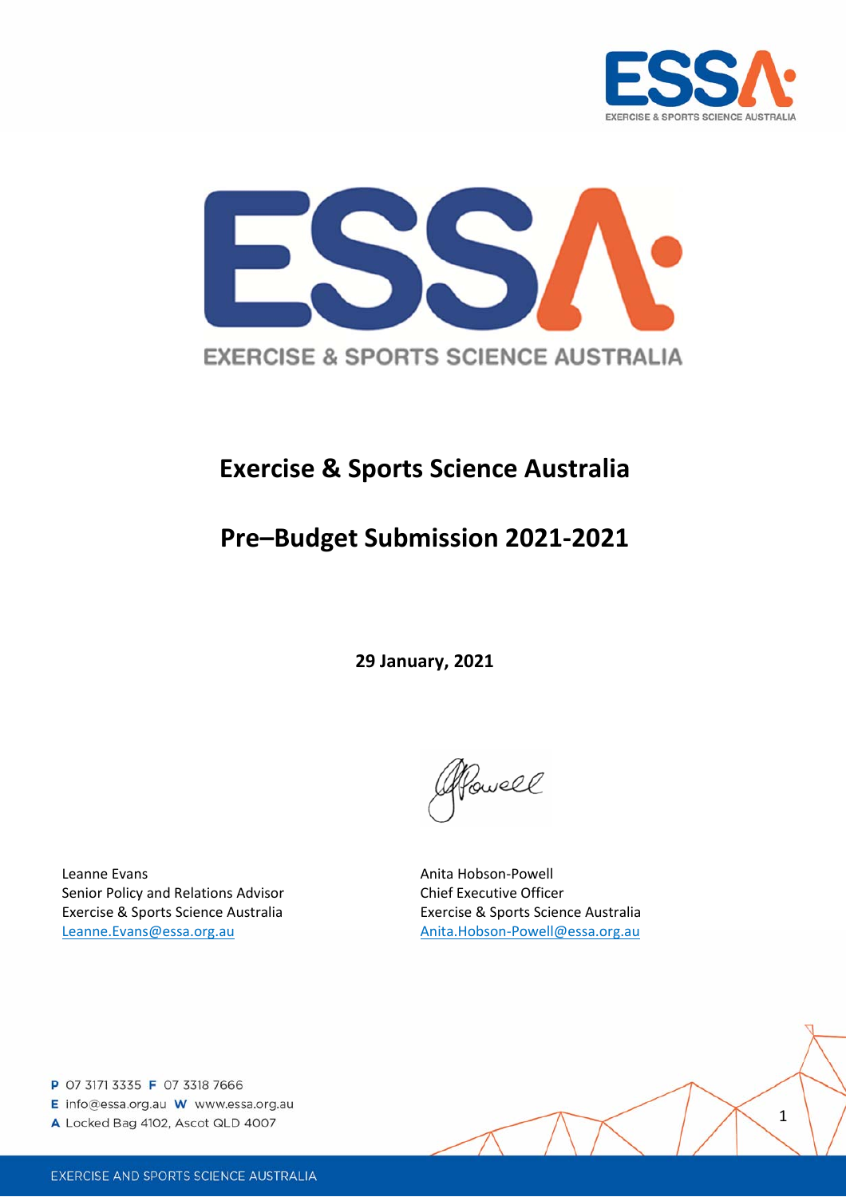EXERCISE & SPORTS SCIENCE AUSTRALIA

# Exercise & Sports Science Australia

# Pre–Budget Submission 2021-2021

**29 January, 2021**

Leanne Evans
Senior Policy and Relations Advisor
Exercise & Sports Science Australia
Leanne.Evans@essa.org.au

Anita Hobson-Powell
Chief Executive Officer
Exercise & Sports Science Australia
Anita.Hobson-Powell@essa.org.au

**P** 07 3171 3335 **F** 07 3318 7666
**E** info@essa.org.au **W** www.essa.org.au
**A** Locked Bag 4102, Ascot QLD 4007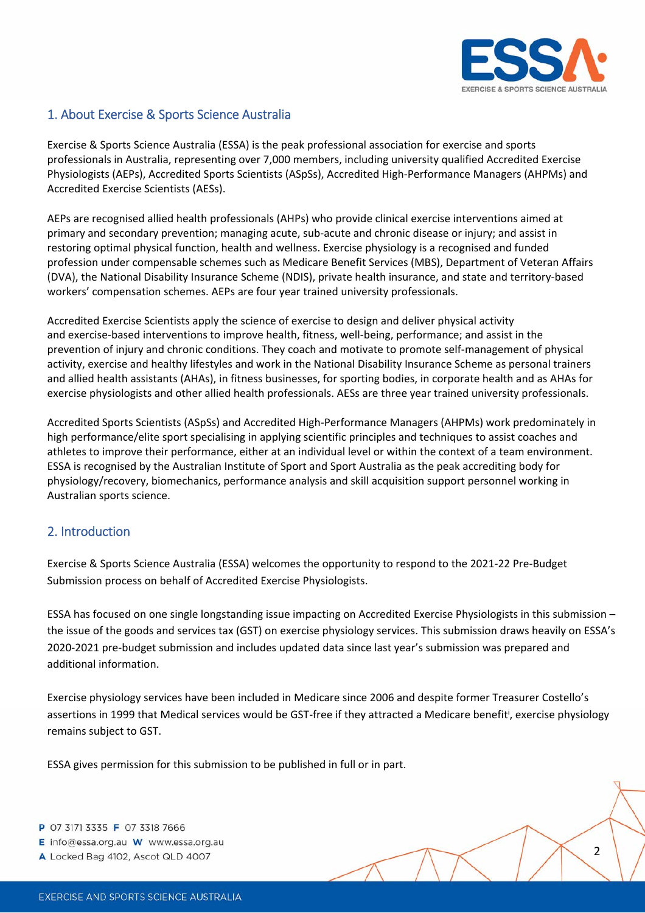## 1. About Exercise & Sports Science Australia

Exercise & Sports Science Australia (ESSA) is the peak professional association for exercise and sports professionals in Australia, representing over 7,000 members, including university qualified Accredited Exercise Physiologists (AEPs), Accredited Sports Scientists (ASpSs), Accredited High-Performance Managers (AHPMs) and Accredited Exercise Scientists (AESs).

AEPs are recognised allied health professionals (AHPs) who provide clinical exercise interventions aimed at primary and secondary prevention; managing acute, sub-acute and chronic disease or injury; and assist in restoring optimal physical function, health and wellness. Exercise physiology is a recognised and funded profession under compensable schemes such as Medicare Benefit Services (MBS), Department of Veteran Affairs (DVA), the National Disability Insurance Scheme (NDIS), private health insurance, and state and territory-based workers' compensation schemes. AEPs are four year trained university professionals.

Accredited Exercise Scientists apply the science of exercise to design and deliver physical activity and exercise-based interventions to improve health, fitness, well-being, performance; and assist in the prevention of injury and chronic conditions. They coach and motivate to promote self-management of physical activity, exercise and healthy lifestyles and work in the National Disability Insurance Scheme as personal trainers and allied health assistants (AHAs), in fitness businesses, for sporting bodies, in corporate health and as AHAs for exercise physiologists and other allied health professionals. AESs are three year trained university professionals.

Accredited Sports Scientists (ASpSs) and Accredited High-Performance Managers (AHPMs) work predominately in high performance/elite sport specialising in applying scientific principles and techniques to assist coaches and athletes to improve their performance, either at an individual level or within the context of a team environment. ESSA is recognised by the Australian Institute of Sport and Sport Australia as the peak accrediting body for physiology/recovery, biomechanics, performance analysis and skill acquisition support personnel working in Australian sports science.

## 2. Introduction

Exercise & Sports Science Australia (ESSA) welcomes the opportunity to respond to the 2021-22 Pre-Budget Submission process on behalf of Accredited Exercise Physiologists.

ESSA has focused on one single longstanding issue impacting on Accredited Exercise Physiologists in this submission – the issue of the goods and services tax (GST) on exercise physiology services. This submission draws heavily on ESSA's 2020-2021 pre-budget submission and includes updated data since last year's submission was prepared and additional information.

Exercise physiology services have been included in Medicare since 2006 and despite former Treasurer Costello's assertions in 1999 that Medical services would be GST-free if they attracted a Medicare benefit[i], exercise physiology remains subject to GST.

ESSA gives permission for this submission to be published in full or in part.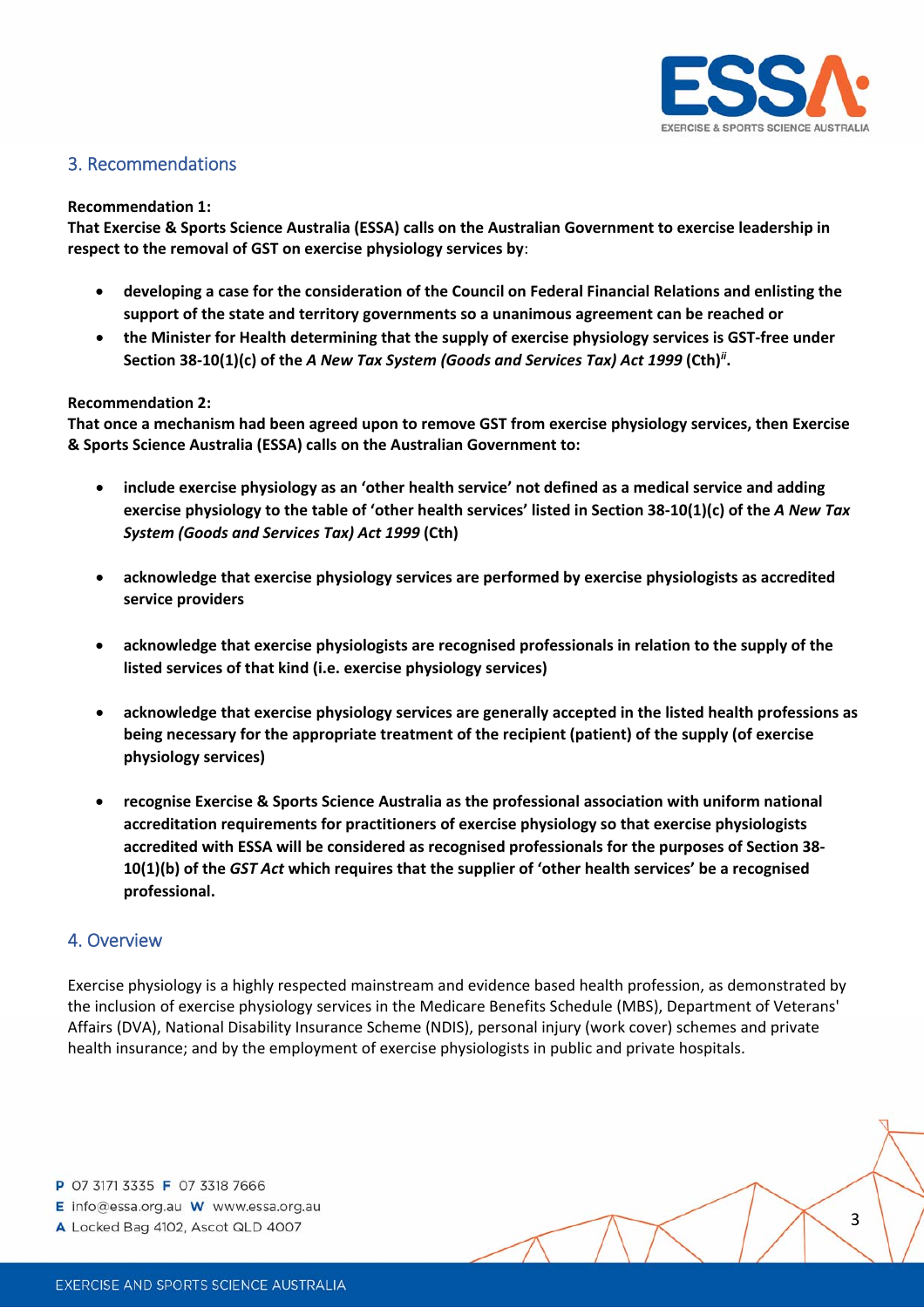## 3. Recommendations

**Recommendation 1:**
**That Exercise & Sports Science Australia (ESSA) calls on the Australian Government to exercise leadership in respect to the removal of GST on exercise physiology services by**:

- **developing a case for the consideration of the Council on Federal Financial Relations and enlisting the support of the state and territory governments so a unanimous agreement can be reached or**
- **the Minister for Health determining that the supply of exercise physiology services is GST-free under Section 38-10(1)(c) of the *A New Tax System (Goods and Services Tax) Act 1999* (Cth)[ii].**

**Recommendation 2:**
**That once a mechanism had been agreed upon to remove GST from exercise physiology services, then Exercise & Sports Science Australia (ESSA) calls on the Australian Government to:**

- **include exercise physiology as an 'other health service' not defined as a medical service and adding exercise physiology to the table of 'other health services' listed in Section 38-10(1)(c) of the *A New Tax System (Goods and Services Tax) Act 1999* (Cth)**
- **acknowledge that exercise physiology services are performed by exercise physiologists as accredited service providers**
- **acknowledge that exercise physiologists are recognised professionals in relation to the supply of the listed services of that kind (i.e. exercise physiology services)**
- **acknowledge that exercise physiology services are generally accepted in the listed health professions as being necessary for the appropriate treatment of the recipient (patient) of the supply (of exercise physiology services)**
- **recognise Exercise & Sports Science Australia as the professional association with uniform national accreditation requirements for practitioners of exercise physiology so that exercise physiologists accredited with ESSA will be considered as recognised professionals for the purposes of Section 38-10(1)(b) of the *GST Act* which requires that the supplier of 'other health services' be a recognised professional.**

## 4. Overview

Exercise physiology is a highly respected mainstream and evidence based health profession, as demonstrated by the inclusion of exercise physiology services in the Medicare Benefits Schedule (MBS), Department of Veterans' Affairs (DVA), National Disability Insurance Scheme (NDIS), personal injury (work cover) schemes and private health insurance; and by the employment of exercise physiologists in public and private hospitals.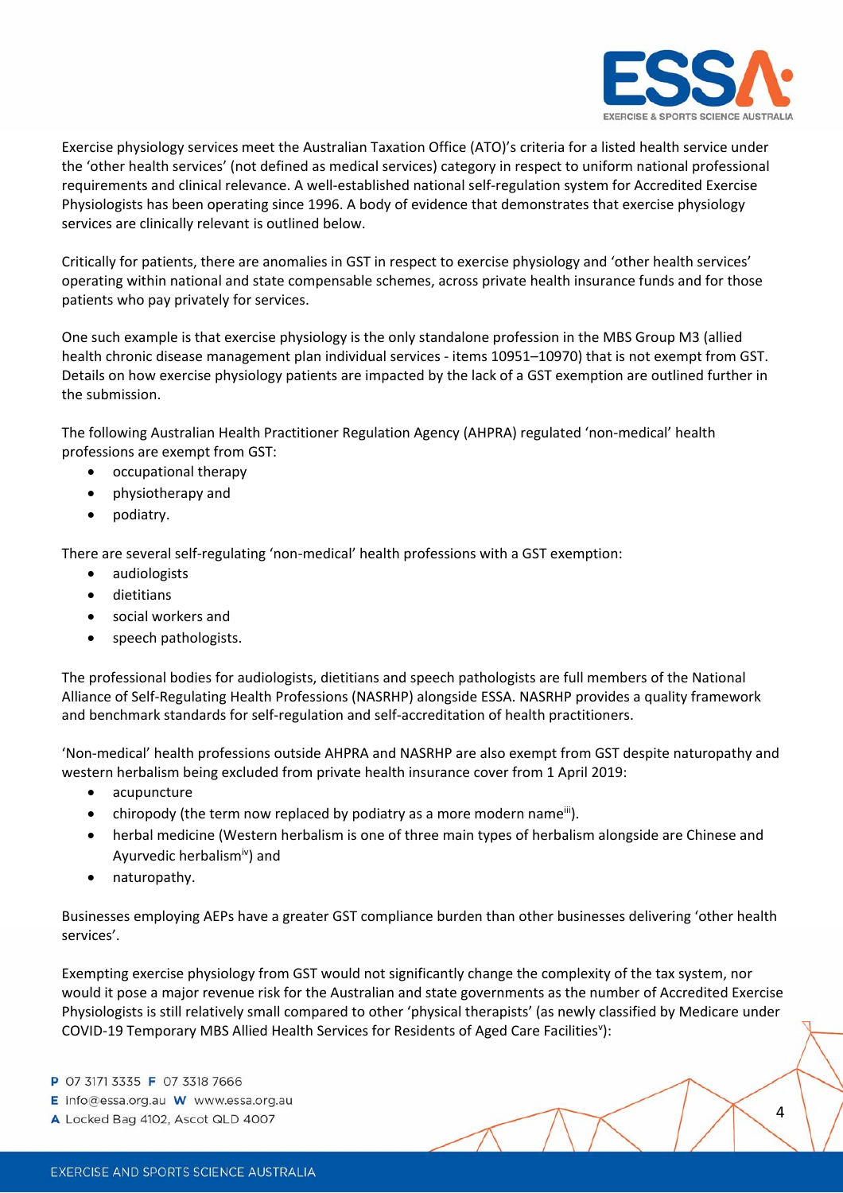Exercise physiology services meet the Australian Taxation Office (ATO)'s criteria for a listed health service under the 'other health services' (not defined as medical services) category in respect to uniform national professional requirements and clinical relevance. A well-established national self-regulation system for Accredited Exercise Physiologists has been operating since 1996. A body of evidence that demonstrates that exercise physiology services are clinically relevant is outlined below.

Critically for patients, there are anomalies in GST in respect to exercise physiology and 'other health services' operating within national and state compensable schemes, across private health insurance funds and for those patients who pay privately for services.

One such example is that exercise physiology is the only standalone profession in the MBS Group M3 (allied health chronic disease management plan individual services - items 10951–10970) that is not exempt from GST. Details on how exercise physiology patients are impacted by the lack of a GST exemption are outlined further in the submission.

The following Australian Health Practitioner Regulation Agency (AHPRA) regulated 'non-medical' health professions are exempt from GST:

- occupational therapy
- physiotherapy and
- podiatry.

There are several self-regulating 'non-medical' health professions with a GST exemption:

- audiologists
- dietitians
- social workers and
- speech pathologists.

The professional bodies for audiologists, dietitians and speech pathologists are full members of the National Alliance of Self-Regulating Health Professions (NASRHP) alongside ESSA. NASRHP provides a quality framework and benchmark standards for self-regulation and self-accreditation of health practitioners.

'Non-medical' health professions outside AHPRA and NASRHP are also exempt from GST despite naturopathy and western herbalism being excluded from private health insurance cover from 1 April 2019:

- acupuncture
- chiropody (the term now replaced by podiatry as a more modern name[iii]).
- herbal medicine (Western herbalism is one of three main types of herbalism alongside are Chinese and Ayurvedic herbalism[iv]) and
- naturopathy.

Businesses employing AEPs have a greater GST compliance burden than other businesses delivering 'other health services'.

Exempting exercise physiology from GST would not significantly change the complexity of the tax system, nor would it pose a major revenue risk for the Australian and state governments as the number of Accredited Exercise Physiologists is still relatively small compared to other 'physical therapists' (as newly classified by Medicare under COVID-19 Temporary MBS Allied Health Services for Residents of Aged Care Facilities[v]):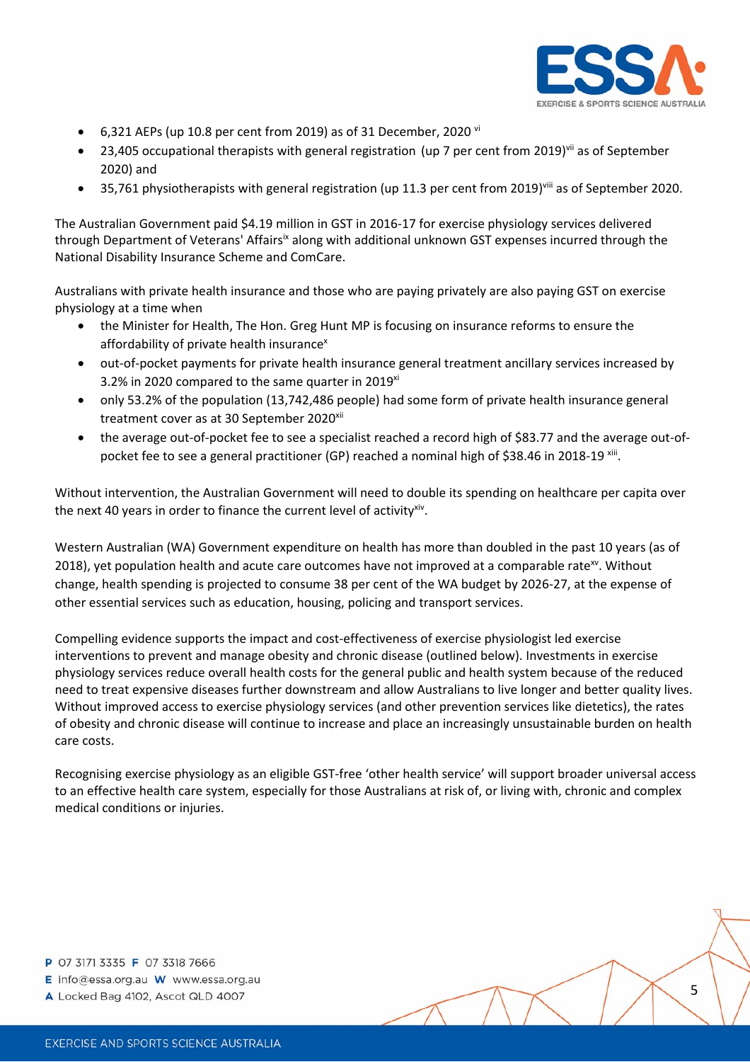- 6,321 AEPs (up 10.8 per cent from 2019) as of 31 December, 2020 [vi]
- 23,405 occupational therapists with general registration (up 7 per cent from 2019)[vii] as of September 2020) and
- 35,761 physiotherapists with general registration (up 11.3 per cent from 2019)[viii] as of September 2020.

The Australian Government paid $4.19 million in GST in 2016-17 for exercise physiology services delivered through Department of Veterans' Affairs[ix] along with additional unknown GST expenses incurred through the National Disability Insurance Scheme and ComCare.

Australians with private health insurance and those who are paying privately are also paying GST on exercise physiology at a time when

- the Minister for Health, The Hon. Greg Hunt MP is focusing on insurance reforms to ensure the affordability of private health insurance[x]
- out-of-pocket payments for private health insurance general treatment ancillary services increased by 3.2% in 2020 compared to the same quarter in 2019[xi]
- only 53.2% of the population (13,742,486 people) had some form of private health insurance general treatment cover as at 30 September 2020[xii]
- the average out-of-pocket fee to see a specialist reached a record high of $83.77 and the average out-of-pocket fee to see a general practitioner (GP) reached a nominal high of $38.46 in 2018-19 [xiii].

Without intervention, the Australian Government will need to double its spending on healthcare per capita over the next 40 years in order to finance the current level of activity[xiv].

Western Australian (WA) Government expenditure on health has more than doubled in the past 10 years (as of 2018), yet population health and acute care outcomes have not improved at a comparable rate[xv]. Without change, health spending is projected to consume 38 per cent of the WA budget by 2026-27, at the expense of other essential services such as education, housing, policing and transport services.

Compelling evidence supports the impact and cost-effectiveness of exercise physiologist led exercise interventions to prevent and manage obesity and chronic disease (outlined below). Investments in exercise physiology services reduce overall health costs for the general public and health system because of the reduced need to treat expensive diseases further downstream and allow Australians to live longer and better quality lives. Without improved access to exercise physiology services (and other prevention services like dietetics), the rates of obesity and chronic disease will continue to increase and place an increasingly unsustainable burden on health care costs.

Recognising exercise physiology as an eligible GST-free 'other health service' will support broader universal access to an effective health care system, especially for those Australians at risk of, or living with, chronic and complex medical conditions or injuries.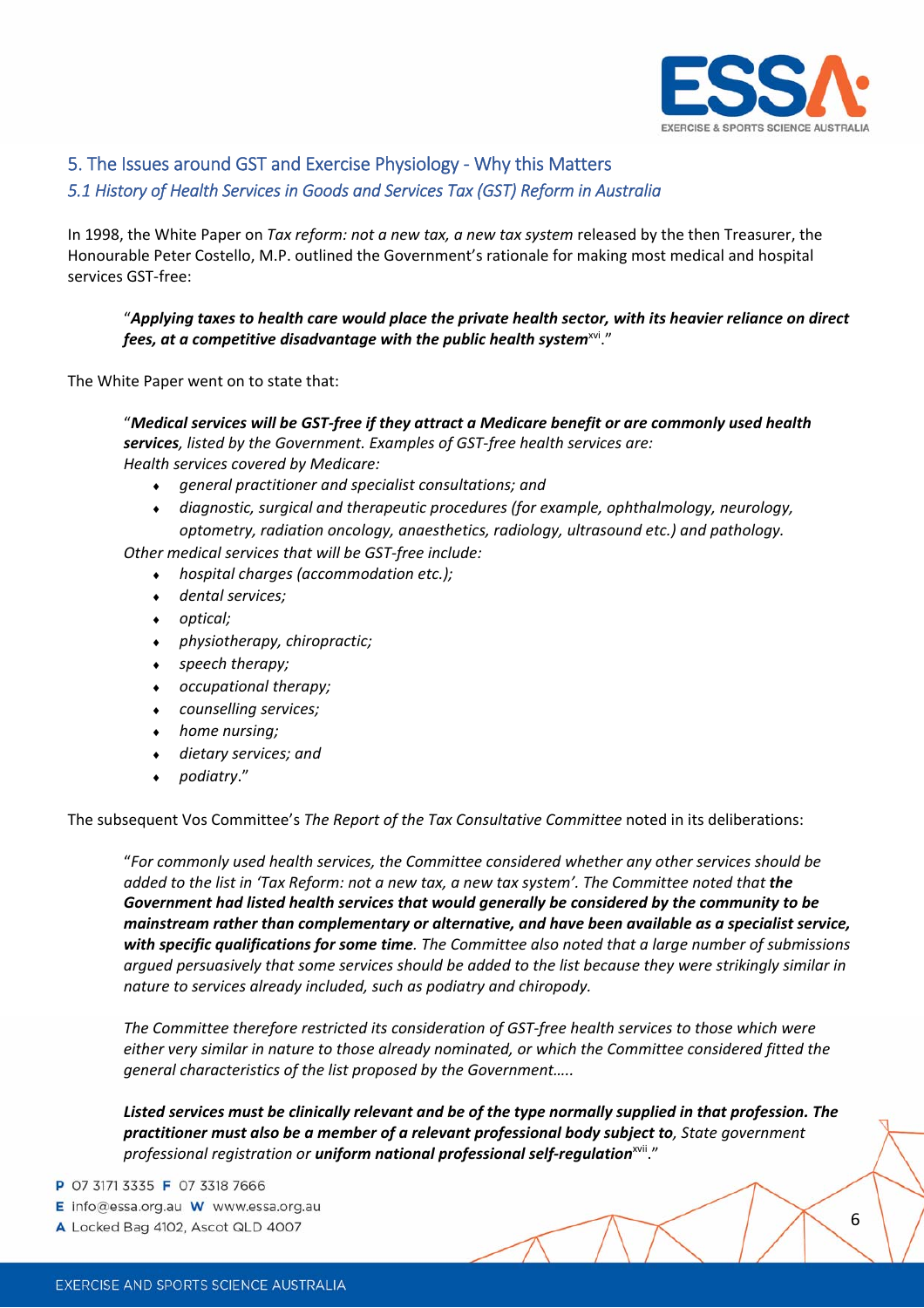## 5. The Issues around GST and Exercise Physiology - Why this Matters

### *5.1 History of Health Services in Goods and Services Tax (GST) Reform in Australia*

In 1998, the White Paper on *Tax reform: not a new tax, a new tax system* released by the then Treasurer, the Honourable Peter Costello, M.P. outlined the Government's rationale for making most medical and hospital services GST-free:

> "***Applying taxes to health care would place the private health sector, with its heavier reliance on direct fees, at a competitive disadvantage with the public health system***[xvi]."

The White Paper went on to state that:

> "***Medical services will be GST-free if they attract a Medicare benefit or are commonly used health services****, listed by the Government. Examples of GST-free health services are:*
> *Health services covered by Medicare:*
> - *general practitioner and specialist consultations; and*
> - *diagnostic, surgical and therapeutic procedures (for example, ophthalmology, neurology, optometry, radiation oncology, anaesthetics, radiology, ultrasound etc.) and pathology.*
>
> *Other medical services that will be GST-free include:*
> - *hospital charges (accommodation etc.);*
> - *dental services;*
> - *optical;*
> - *physiotherapy, chiropractic;*
> - *speech therapy;*
> - *occupational therapy;*
> - *counselling services;*
> - *home nursing;*
> - *dietary services; and*
> - *podiatry*."

The subsequent Vos Committee's *The Report of the Tax Consultative Committee* noted in its deliberations:

> "*For commonly used health services, the Committee considered whether any other services should be added to the list in 'Tax Reform: not a new tax, a new tax system'. The Committee noted that* ***the Government had listed health services that would generally be considered by the community to be mainstream rather than complementary or alternative, and have been available as a specialist service, with specific qualifications for some time****. The Committee also noted that a large number of submissions argued persuasively that some services should be added to the list because they were strikingly similar in nature to services already included, such as podiatry and chiropody.*
>
> *The Committee therefore restricted its consideration of GST-free health services to those which were either very similar in nature to those already nominated, or which the Committee considered fitted the general characteristics of the list proposed by the Government…..*
>
> ***Listed services must be clinically relevant and be of the type normally supplied in that profession. The practitioner must also be a member of a relevant professional body subject to****, State government professional registration or* ***uniform national professional self-regulation***[xvii]."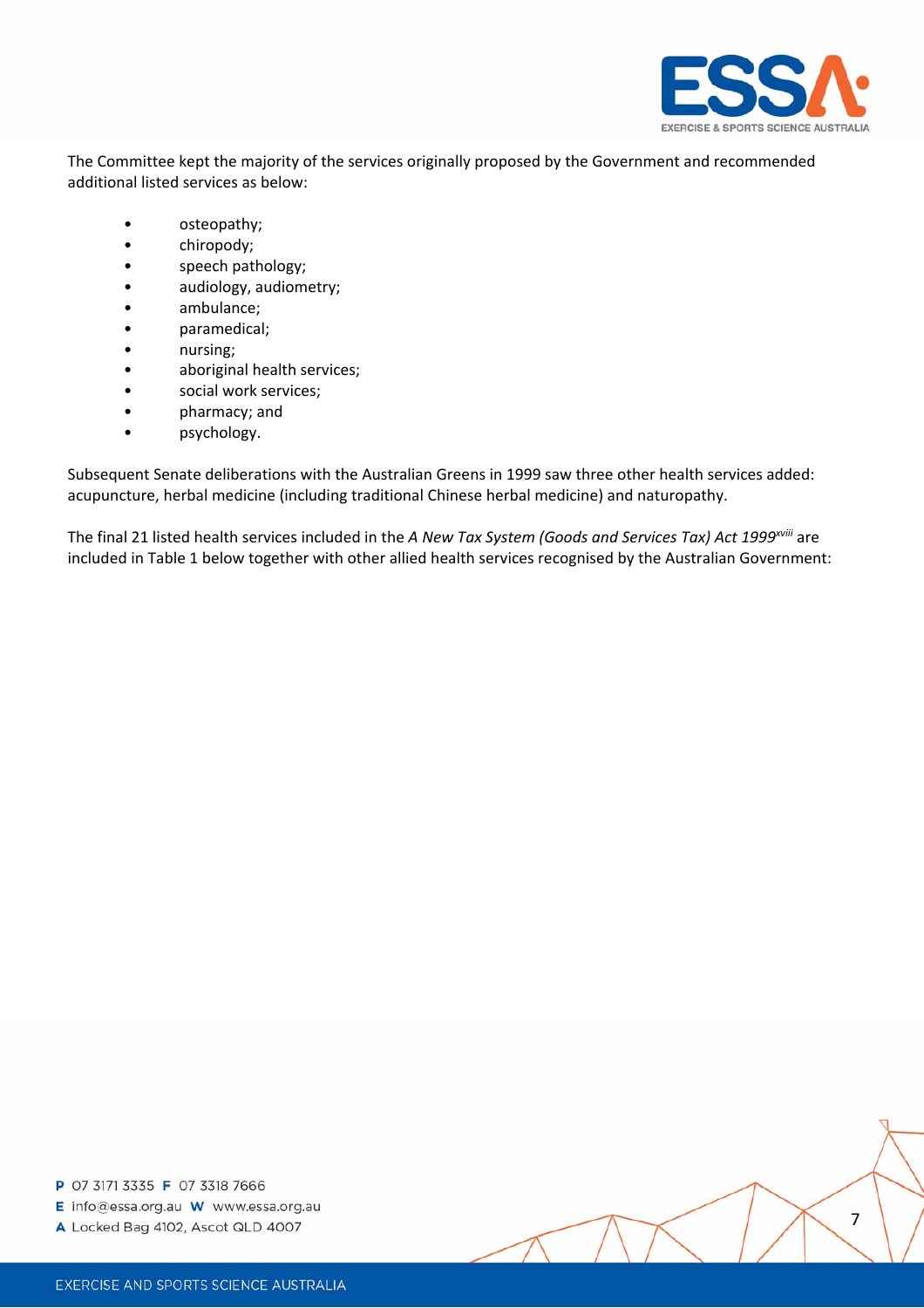The Committee kept the majority of the services originally proposed by the Government and recommended additional listed services as below:

- osteopathy;
- chiropody;
- speech pathology;
- audiology, audiometry;
- ambulance;
- paramedical;
- nursing;
- aboriginal health services;
- social work services;
- pharmacy; and
- psychology.

Subsequent Senate deliberations with the Australian Greens in 1999 saw three other health services added: acupuncture, herbal medicine (including traditional Chinese herbal medicine) and naturopathy.

The final 21 listed health services included in the *A New Tax System (Goods and Services Tax) Act 1999*[xviii] are included in Table 1 below together with other allied health services recognised by the Australian Government: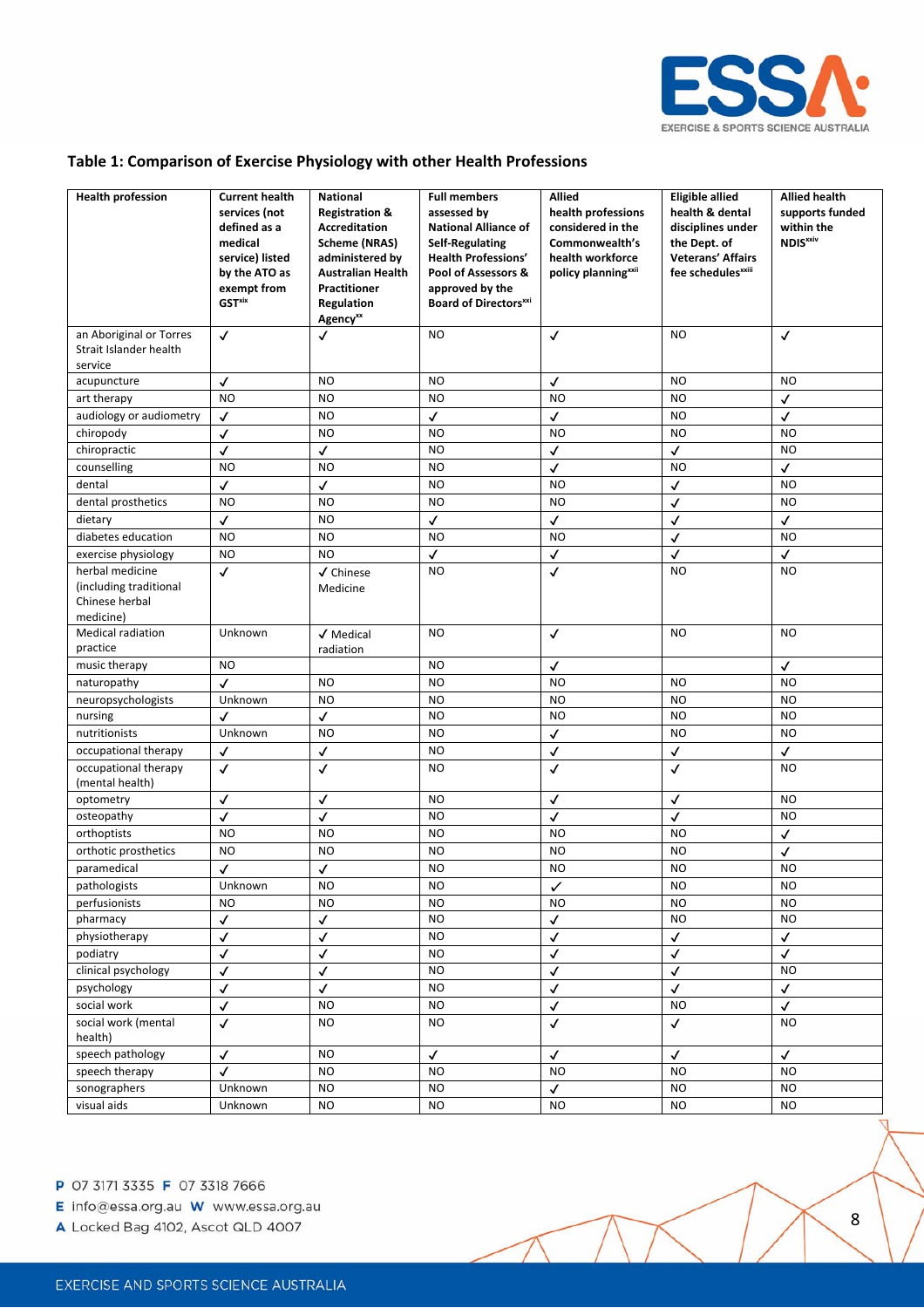## Table 1: Comparison of Exercise Physiology with other Health Professions

| Health profession | Current health services (not defined as a medical service) listed by the ATO as exempt from GST[xix] | National Registration & Accreditation Scheme (NRAS) administered by Australian Health Practitioner Regulation Agency[xx] | Full members assessed by National Alliance of Self-Regulating Health Professions' Pool of Assessors & approved by the Board of Directors[xxi] | Allied health professions considered in the Commonwealth's health workforce policy planning[xxii] | Eligible allied health & dental disciplines under the Dept. of Veterans' Affairs fee schedules[xxiii] | Allied health supports funded within the NDIS[xxiv] |
|---|---|---|---|---|---|---|
| an Aboriginal or Torres Strait Islander health service | ✓ | ✓ | NO | ✓ | NO | ✓ |
| acupuncture | ✓ | NO | NO | ✓ | NO | NO |
| art therapy | NO | NO | NO | NO | NO | ✓ |
| audiology or audiometry | ✓ | NO | ✓ | ✓ | NO | ✓ |
| chiropody | ✓ | NO | NO | NO | NO | NO |
| chiropractic | ✓ | ✓ | NO | ✓ | ✓ | NO |
| counselling | NO | NO | NO | ✓ | NO | ✓ |
| dental | ✓ | ✓ | NO | NO | ✓ | NO |
| dental prosthetics | NO | NO | NO | NO | ✓ | NO |
| dietary | ✓ | NO | ✓ | ✓ | ✓ | ✓ |
| diabetes education | NO | NO | NO | NO | ✓ | NO |
| exercise physiology | NO | NO | ✓ | ✓ | ✓ | ✓ |
| herbal medicine (including traditional Chinese herbal medicine) | ✓ | ✓ Chinese Medicine | NO | ✓ | NO | NO |
| Medical radiation practice | Unknown | ✓ Medical radiation | NO | ✓ | NO | NO |
| music therapy | NO | | NO | ✓ | | ✓ |
| naturopathy | ✓ | NO | NO | NO | NO | NO |
| neuropsychologists | Unknown | NO | NO | NO | NO | NO |
| nursing | ✓ | ✓ | NO | NO | NO | NO |
| nutritionists | Unknown | NO | NO | ✓ | NO | NO |
| occupational therapy | ✓ | ✓ | NO | ✓ | ✓ | ✓ |
| occupational therapy (mental health) | ✓ | ✓ | NO | ✓ | ✓ | NO |
| optometry | ✓ | ✓ | NO | ✓ | ✓ | NO |
| osteopathy | ✓ | ✓ | NO | ✓ | ✓ | NO |
| orthoptists | NO | NO | NO | NO | NO | ✓ |
| orthotic prosthetics | NO | NO | NO | NO | NO | ✓ |
| paramedical | ✓ | ✓ | NO | NO | NO | NO |
| pathologists | Unknown | NO | NO | ✓ | NO | NO |
| perfusionists | NO | NO | NO | NO | NO | NO |
| pharmacy | ✓ | ✓ | NO | ✓ | NO | NO |
| physiotherapy | ✓ | ✓ | NO | ✓ | ✓ | ✓ |
| podiatry | ✓ | ✓ | NO | ✓ | ✓ | ✓ |
| clinical psychology | ✓ | ✓ | NO | ✓ | ✓ | NO |
| psychology | ✓ | ✓ | NO | ✓ | ✓ | ✓ |
| social work | ✓ | NO | NO | ✓ | NO | ✓ |
| social work (mental health) | ✓ | NO | NO | ✓ | ✓ | NO |
| speech pathology | ✓ | NO | ✓ | ✓ | ✓ | ✓ |
| speech therapy | ✓ | NO | NO | NO | NO | NO |
| sonographers | Unknown | NO | NO | ✓ | NO | NO |
| visual aids | Unknown | NO | NO | NO | NO | NO |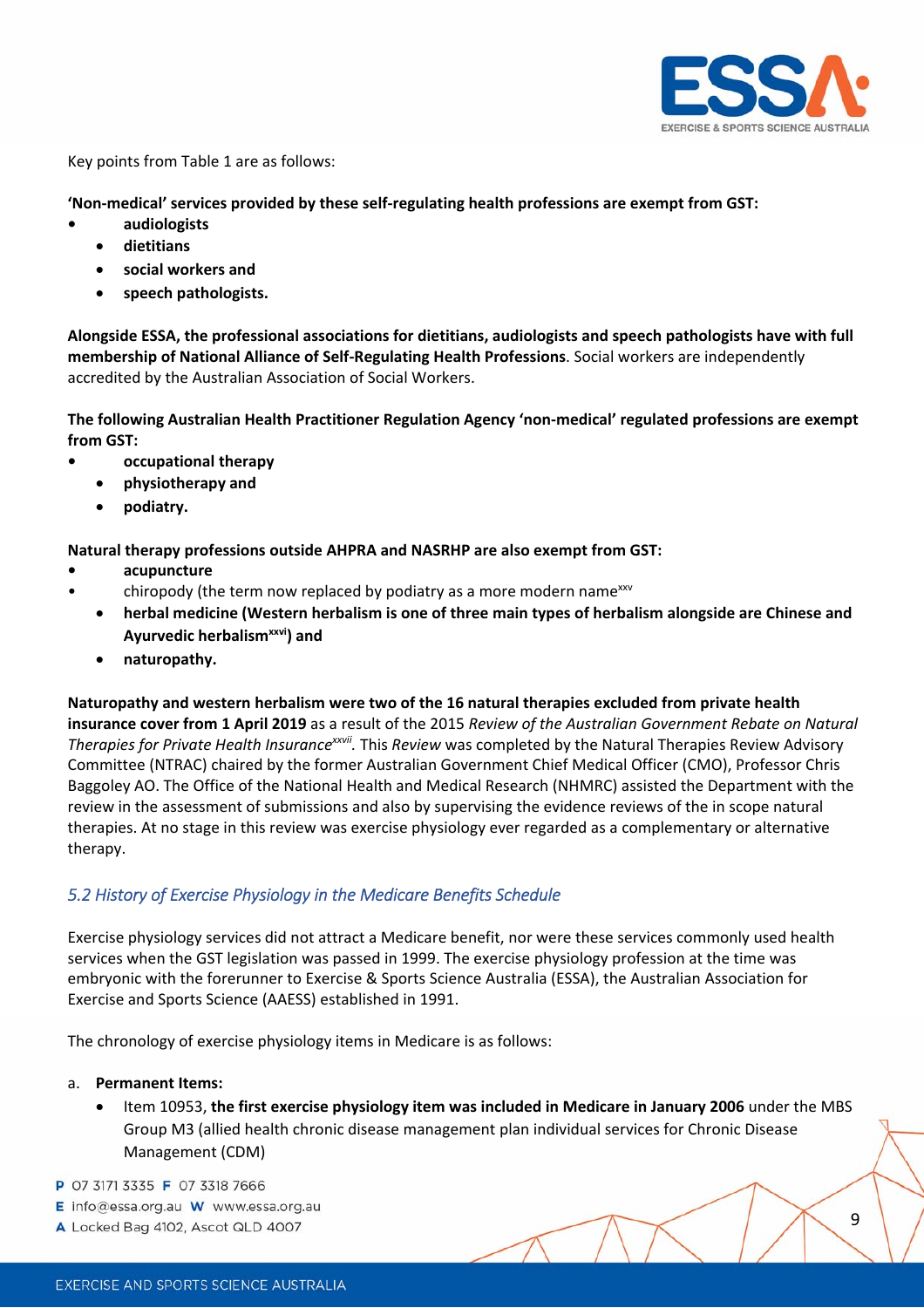Key points from Table 1 are as follows:

**'Non-medical' services provided by these self-regulating health professions are exempt from GST:**

- **audiologists**
- **dietitians**
- **social workers and**
- **speech pathologists.**

**Alongside ESSA, the professional associations for dietitians, audiologists and speech pathologists have with full membership of National Alliance of Self-Regulating Health Professions**. Social workers are independently accredited by the Australian Association of Social Workers.

**The following Australian Health Practitioner Regulation Agency 'non-medical' regulated professions are exempt from GST:**

- **occupational therapy**
- **physiotherapy and**
- **podiatry.**

**Natural therapy professions outside AHPRA and NASRHP are also exempt from GST:**

- **acupuncture**
- chiropody (the term now replaced by podiatry as a more modern name[xxv]
- **herbal medicine (Western herbalism is one of three main types of herbalism alongside are Chinese and Ayurvedic herbalism[xxvi]) and**
- **naturopathy.**

**Naturopathy and western herbalism were two of the 16 natural therapies excluded from private health insurance cover from 1 April 2019** as a result of the 2015 *Review of the Australian Government Rebate on Natural Therapies for Private Health Insurance*[xxvii]. This *Review* was completed by the Natural Therapies Review Advisory Committee (NTRAC) chaired by the former Australian Government Chief Medical Officer (CMO), Professor Chris Baggoley AO. The Office of the National Health and Medical Research (NHMRC) assisted the Department with the review in the assessment of submissions and also by supervising the evidence reviews of the in scope natural therapies. At no stage in this review was exercise physiology ever regarded as a complementary or alternative therapy.

## *5.2 History of Exercise Physiology in the Medicare Benefits Schedule*

Exercise physiology services did not attract a Medicare benefit, nor were these services commonly used health services when the GST legislation was passed in 1999. The exercise physiology profession at the time was embryonic with the forerunner to Exercise & Sports Science Australia (ESSA), the Australian Association for Exercise and Sports Science (AAESS) established in 1991.

The chronology of exercise physiology items in Medicare is as follows:

a. **Permanent Items:**
   - Item 10953, **the first exercise physiology item was included in Medicare in January 2006** under the MBS Group M3 (allied health chronic disease management plan individual services for Chronic Disease Management (CDM)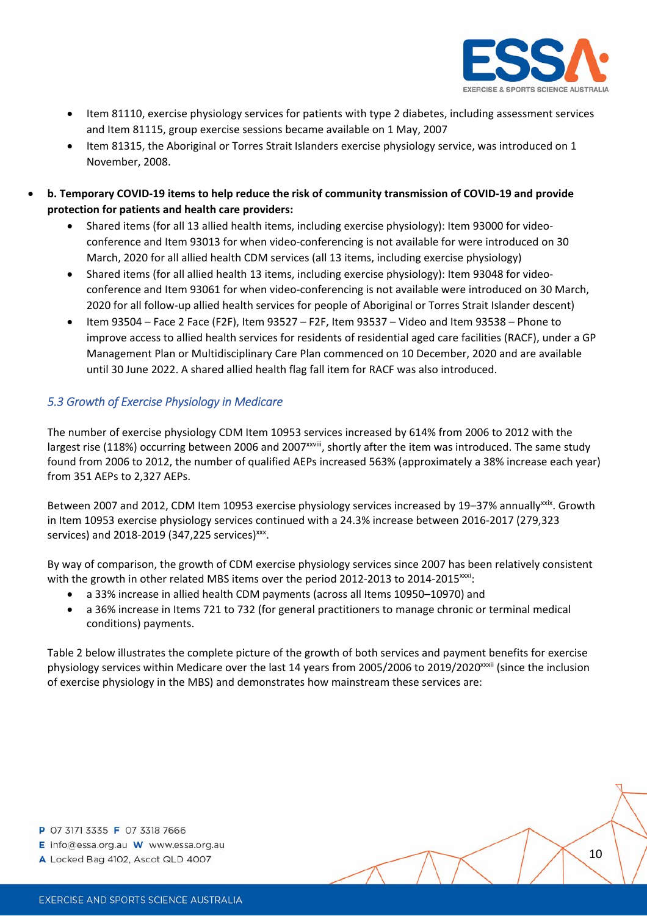- Item 81110, exercise physiology services for patients with type 2 diabetes, including assessment services and Item 81115, group exercise sessions became available on 1 May, 2007
- Item 81315, the Aboriginal or Torres Strait Islanders exercise physiology service, was introduced on 1 November, 2008.

- **b. Temporary COVID-19 items to help reduce the risk of community transmission of COVID-19 and provide protection for patients and health care providers:**
  - Shared items (for all 13 allied health items, including exercise physiology): Item 93000 for video-conference and Item 93013 for when video-conferencing is not available for were introduced on 30 March, 2020 for all allied health CDM services (all 13 items, including exercise physiology)
  - Shared items (for all allied health 13 items, including exercise physiology): Item 93048 for video-conference and Item 93061 for when video-conferencing is not available were introduced on 30 March, 2020 for all follow-up allied health services for people of Aboriginal or Torres Strait Islander descent)
  - Item 93504 – Face 2 Face (F2F), Item 93527 – F2F, Item 93537 – Video and Item 93538 – Phone to improve access to allied health services for residents of residential aged care facilities (RACF), under a GP Management Plan or Multidisciplinary Care Plan commenced on 10 December, 2020 and are available until 30 June 2022. A shared allied health flag fall item for RACF was also introduced.

### *5.3 Growth of Exercise Physiology in Medicare*

The number of exercise physiology CDM Item 10953 services increased by 614% from 2006 to 2012 with the largest rise (118%) occurring between 2006 and 2007[xxviii], shortly after the item was introduced. The same study found from 2006 to 2012, the number of qualified AEPs increased 563% (approximately a 38% increase each year) from 351 AEPs to 2,327 AEPs.

Between 2007 and 2012, CDM Item 10953 exercise physiology services increased by 19–37% annually[xxix]. Growth in Item 10953 exercise physiology services continued with a 24.3% increase between 2016-2017 (279,323 services) and 2018-2019 (347,225 services)[xxx].

By way of comparison, the growth of CDM exercise physiology services since 2007 has been relatively consistent with the growth in other related MBS items over the period 2012-2013 to 2014-2015[xxxi]:

- a 33% increase in allied health CDM payments (across all Items 10950–10970) and
- a 36% increase in Items 721 to 732 (for general practitioners to manage chronic or terminal medical conditions) payments.

Table 2 below illustrates the complete picture of the growth of both services and payment benefits for exercise physiology services within Medicare over the last 14 years from 2005/2006 to 2019/2020[xxxii] (since the inclusion of exercise physiology in the MBS) and demonstrates how mainstream these services are: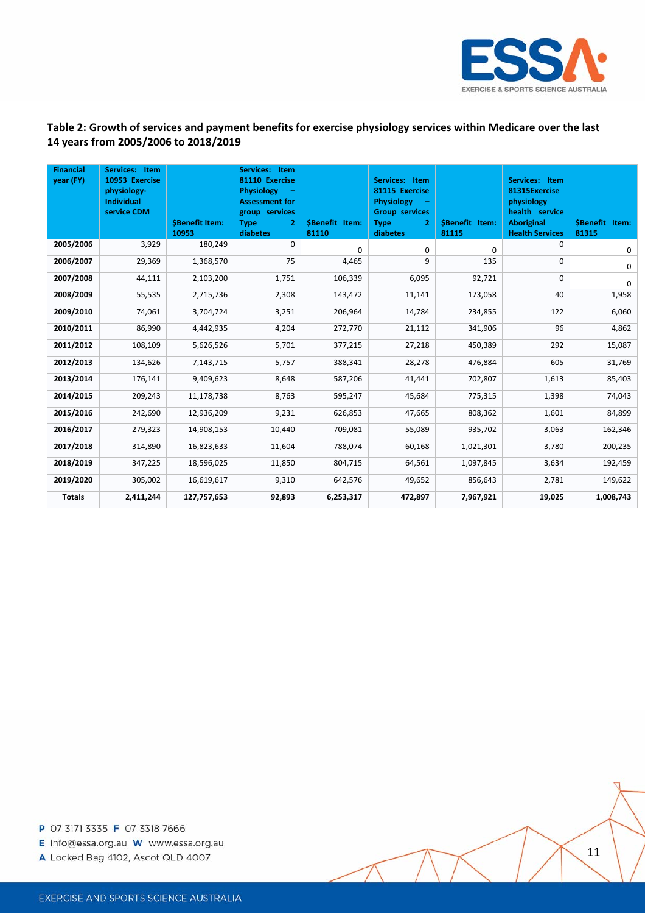**Table 2: Growth of services and payment benefits for exercise physiology services within Medicare over the last 14 years from 2005/2006 to 2018/2019**

| Financial year (FY) | Services: Item 10953 Exercise physiology-Individual service CDM | $Benefit Item: 10953 | Services: Item 81110 Exercise Physiology – Assessment for group services Type 2 diabetes | $Benefit Item: 81110 | Services: Item 81115 Exercise Physiology – Group services Type 2 diabetes | $Benefit Item: 81115 | Services: Item 81315Exercise physiology health service Aboriginal Health Services | $Benefit Item: 81315 |
|---|---|---|---|---|---|---|---|---|
| 2005/2006 | 3,929 | 180,249 | 0 | 0 | 0 | 0 | 0 | 0 |
| 2006/2007 | 29,369 | 1,368,570 | 75 | 4,465 | 9 | 135 | 0 | 0 |
| 2007/2008 | 44,111 | 2,103,200 | 1,751 | 106,339 | 6,095 | 92,721 | 0 | 0 |
| 2008/2009 | 55,535 | 2,715,736 | 2,308 | 143,472 | 11,141 | 173,058 | 40 | 1,958 |
| 2009/2010 | 74,061 | 3,704,724 | 3,251 | 206,964 | 14,784 | 234,855 | 122 | 6,060 |
| 2010/2011 | 86,990 | 4,442,935 | 4,204 | 272,770 | 21,112 | 341,906 | 96 | 4,862 |
| 2011/2012 | 108,109 | 5,626,526 | 5,701 | 377,215 | 27,218 | 450,389 | 292 | 15,087 |
| 2012/2013 | 134,626 | 7,143,715 | 5,757 | 388,341 | 28,278 | 476,884 | 605 | 31,769 |
| 2013/2014 | 176,141 | 9,409,623 | 8,648 | 587,206 | 41,441 | 702,807 | 1,613 | 85,403 |
| 2014/2015 | 209,243 | 11,178,738 | 8,763 | 595,247 | 45,684 | 775,315 | 1,398 | 74,043 |
| 2015/2016 | 242,690 | 12,936,209 | 9,231 | 626,853 | 47,665 | 808,362 | 1,601 | 84,899 |
| 2016/2017 | 279,323 | 14,908,153 | 10,440 | 709,081 | 55,089 | 935,702 | 3,063 | 162,346 |
| 2017/2018 | 314,890 | 16,823,633 | 11,604 | 788,074 | 60,168 | 1,021,301 | 3,780 | 200,235 |
| 2018/2019 | 347,225 | 18,596,025 | 11,850 | 804,715 | 64,561 | 1,097,845 | 3,634 | 192,459 |
| 2019/2020 | 305,002 | 16,619,617 | 9,310 | 642,576 | 49,652 | 856,643 | 2,781 | 149,622 |
| **Totals** | **2,411,244** | **127,757,653** | **92,893** | **6,253,317** | **472,897** | **7,967,921** | **19,025** | **1,008,743** |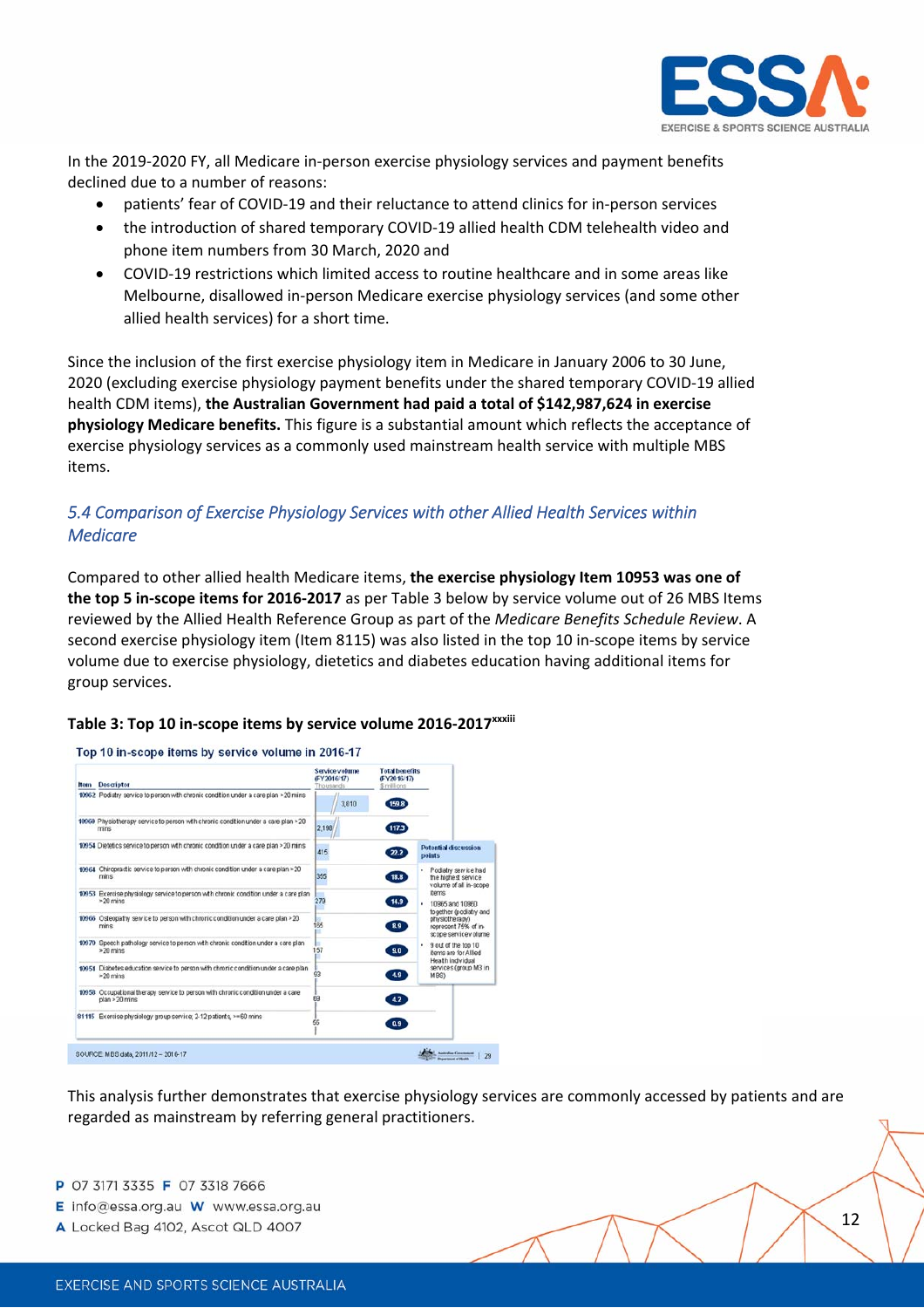In the 2019-2020 FY, all Medicare in-person exercise physiology services and payment benefits declined due to a number of reasons:

- patients' fear of COVID-19 and their reluctance to attend clinics for in-person services
- the introduction of shared temporary COVID-19 allied health CDM telehealth video and phone item numbers from 30 March, 2020 and
- COVID-19 restrictions which limited access to routine healthcare and in some areas like Melbourne, disallowed in-person Medicare exercise physiology services (and some other allied health services) for a short time.

Since the inclusion of the first exercise physiology item in Medicare in January 2006 to 30 June, 2020 (excluding exercise physiology payment benefits under the shared temporary COVID-19 allied health CDM items), **the Australian Government had paid a total of $142,987,624 in exercise physiology Medicare benefits.** This figure is a substantial amount which reflects the acceptance of exercise physiology services as a commonly used mainstream health service with multiple MBS items.

## *5.4 Comparison of Exercise Physiology Services with other Allied Health Services within Medicare*

Compared to other allied health Medicare items, **the exercise physiology Item 10953 was one of the top 5 in-scope items for 2016-2017** as per Table 3 below by service volume out of 26 MBS Items reviewed by the Allied Health Reference Group as part of the *Medicare Benefits Schedule Review*. A second exercise physiology item (Item 8115) was also listed in the top 10 in-scope items by service volume due to exercise physiology, dietetics and diabetes education having additional items for group services.

**Table 3: Top 10 in-scope items by service volume 2016-2017**[xxxiii]

Top 10 in-scope items by service volume in 2016-17

| Item | Descriptor | Service volume (FY2016/17) Thousands | Total benefits (FY2016/17) $ millions |
|---|---|---|---|
| 10962 | Podiatry service to person with chronic condition under a care plan >20 mins | 3,010 | 159.8 |
| 10960 | Physiotherapy service to person with chronic condition under a care plan >20 mins | 2,198 | 117.3 |
| 10954 | Dietetics service to person with chronic condition under a care plan >20 mins | 415 | 22.2 |
| 10964 | Chiropractic service to person with chronic condition under a care plan >20 mins | 355 | 18.8 |
| 10953 | Exercise physiology service to person with chronic condition under a care plan >20 mins | 279 | 14.9 |
| 10966 | Osteopathy service to person with chronic condition under a care plan >20 mins | 165 | 8.9 |
| 10970 | Speech pathology service to person with chronic condition under a care plan >20 mins | 157 | 9.0 |
| 10951 | Diabetes education service to person with chronic condition under a care plan >20 mins | 93 | 4.9 |
| 10958 | Occupational therapy service to person with chronic condition under a care plan >20 mins | 69 | 4.2 |
| 81115 | Exercise physiology group service, 2-12 patients, >=60 mins | 55 | 0.9 |

Potential discussion points

- Podiatry service had the highest service volume of all in-scope items
- 10965 and 10960 together (podiatry and physiotherapy) represent 75% of in-scope service volume
- 9 out of the top 10 items are for Allied Health individual services (group M3 in MBS)

SOURCE: MBS data, 2011/12 – 2016-17

This analysis further demonstrates that exercise physiology services are commonly accessed by patients and are regarded as mainstream by referring general practitioners.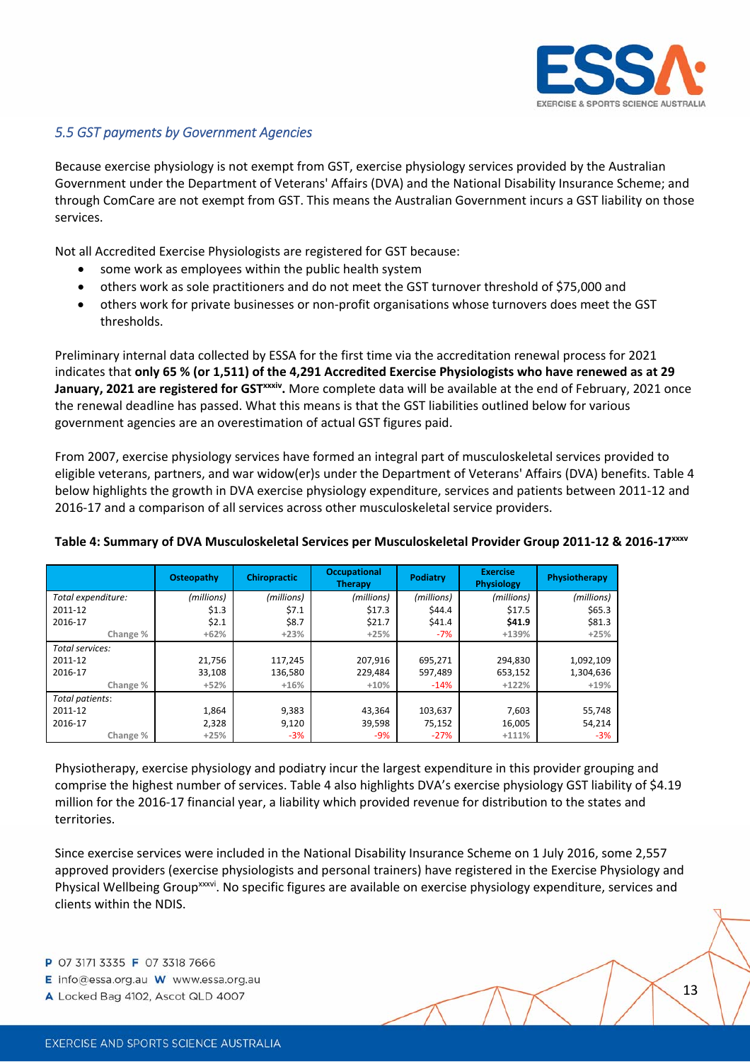### *5.5 GST payments by Government Agencies*

Because exercise physiology is not exempt from GST, exercise physiology services provided by the Australian Government under the Department of Veterans' Affairs (DVA) and the National Disability Insurance Scheme; and through ComCare are not exempt from GST. This means the Australian Government incurs a GST liability on those services.

Not all Accredited Exercise Physiologists are registered for GST because:

- some work as employees within the public health system
- others work as sole practitioners and do not meet the GST turnover threshold of $75,000 and
- others work for private businesses or non-profit organisations whose turnovers does meet the GST thresholds.

Preliminary internal data collected by ESSA for the first time via the accreditation renewal process for 2021 indicates that **only 65 % (or 1,511) of the 4,291 Accredited Exercise Physiologists who have renewed as at 29 January, 2021 are registered for GST[xxxiv].** More complete data will be available at the end of February, 2021 once the renewal deadline has passed. What this means is that the GST liabilities outlined below for various government agencies are an overestimation of actual GST figures paid.

From 2007, exercise physiology services have formed an integral part of musculoskeletal services provided to eligible veterans, partners, and war widow(er)s under the Department of Veterans' Affairs (DVA) benefits. Table 4 below highlights the growth in DVA exercise physiology expenditure, services and patients between 2011-12 and 2016-17 and a comparison of all services across other musculoskeletal service providers.

**Table 4: Summary of DVA Musculoskeletal Services per Musculoskeletal Provider Group 2011-12 & 2016-17[xxxv]**

| | Osteopathy | Chiropractic | Occupational Therapy | Podiatry | Exercise Physiology | Physiotherapy |
|---|---|---|---|---|---|---|
| *Total expenditure:* | *(millions)* | *(millions)* | *(millions)* | *(millions)* | *(millions)* | *(millions)* |
| 2011-12 | $1.3 | $7.1 | $17.3 | $44.4 | $17.5 | $65.3 |
| 2016-17 | $2.1 | $8.7 | $21.7 | $41.4 | **$41.9** | $81.3 |
| Change % | +62% | +23% | +25% | -7% | +139% | +25% |
| *Total services:* | | | | | | |
| 2011-12 | 21,756 | 117,245 | 207,916 | 695,271 | 294,830 | 1,092,109 |
| 2016-17 | 33,108 | 136,580 | 229,484 | 597,489 | 653,152 | 1,304,636 |
| Change % | +52% | +16% | +10% | -14% | +122% | +19% |
| *Total patients:* | | | | | | |
| 2011-12 | 1,864 | 9,383 | 43,364 | 103,637 | 7,603 | 55,748 |
| 2016-17 | 2,328 | 9,120 | 39,598 | 75,152 | 16,005 | 54,214 |
| Change % | +25% | -3% | -9% | -27% | +111% | -3% |

Physiotherapy, exercise physiology and podiatry incur the largest expenditure in this provider grouping and comprise the highest number of services. Table 4 also highlights DVA's exercise physiology GST liability of $4.19 million for the 2016-17 financial year, a liability which provided revenue for distribution to the states and territories.

Since exercise services were included in the National Disability Insurance Scheme on 1 July 2016, some 2,557 approved providers (exercise physiologists and personal trainers) have registered in the Exercise Physiology and Physical Wellbeing Group[xxxvi]. No specific figures are available on exercise physiology expenditure, services and clients within the NDIS.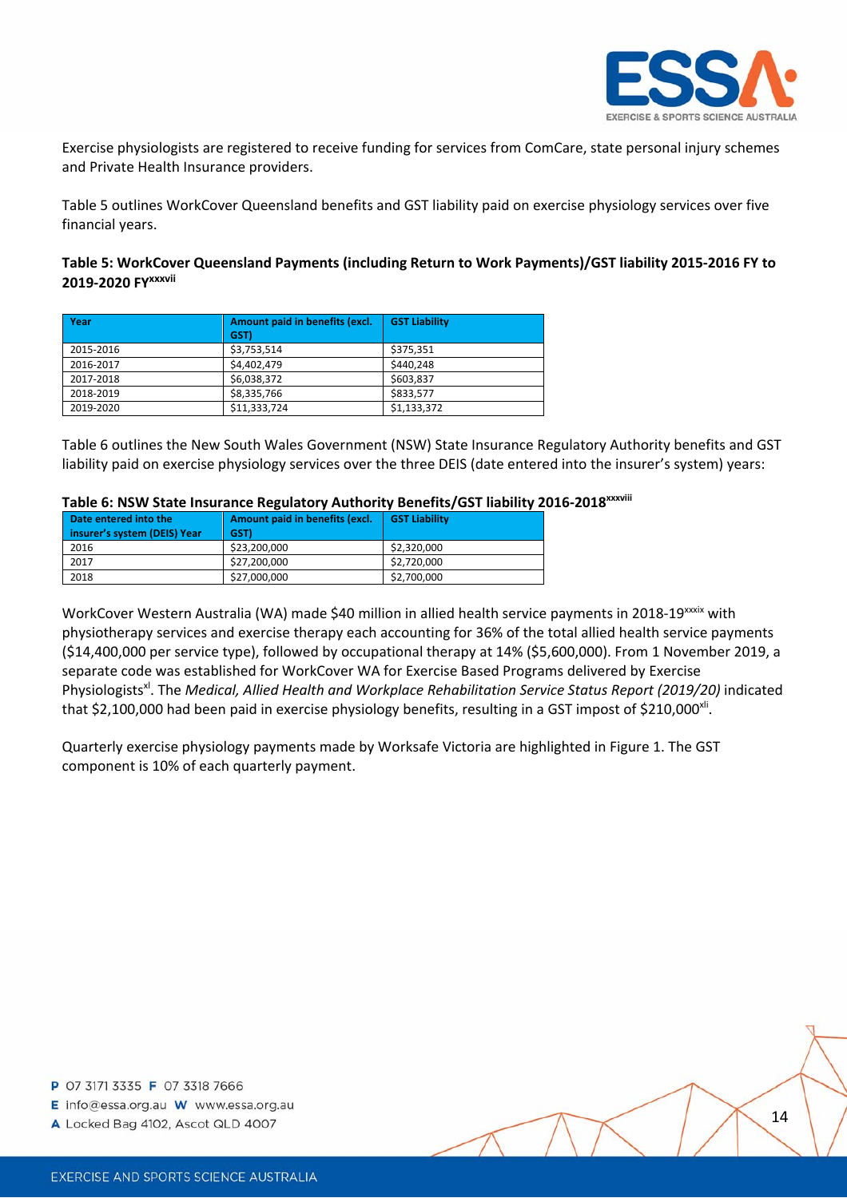Exercise physiologists are registered to receive funding for services from ComCare, state personal injury schemes and Private Health Insurance providers.

Table 5 outlines WorkCover Queensland benefits and GST liability paid on exercise physiology services over five financial years.

**Table 5: WorkCover Queensland Payments (including Return to Work Payments)/GST liability 2015-2016 FY to 2019-2020 FY[xxxvii]**

| Year | Amount paid in benefits (excl. GST) | GST Liability |
|---|---|---|
| 2015-2016 | $3,753,514 | $375,351 |
| 2016-2017 | $4,402,479 | $440,248 |
| 2017-2018 | $6,038,372 | $603,837 |
| 2018-2019 | $8,335,766 | $833,577 |
| 2019-2020 | $11,333,724 | $1,133,372 |

Table 6 outlines the New South Wales Government (NSW) State Insurance Regulatory Authority benefits and GST liability paid on exercise physiology services over the three DEIS (date entered into the insurer's system) years:

**Table 6: NSW State Insurance Regulatory Authority Benefits/GST liability 2016-2018[xxxviii]**

| Date entered into the insurer's system (DEIS) Year | Amount paid in benefits (excl. GST) | GST Liability |
|---|---|---|
| 2016 | $23,200,000 | $2,320,000 |
| 2017 | $27,200,000 | $2,720,000 |
| 2018 | $27,000,000 | $2,700,000 |

WorkCover Western Australia (WA) made $40 million in allied health service payments in 2018-19[xxxix] with physiotherapy services and exercise therapy each accounting for 36% of the total allied health service payments ($14,400,000 per service type), followed by occupational therapy at 14% ($5,600,000). From 1 November 2019, a separate code was established for WorkCover WA for Exercise Based Programs delivered by Exercise Physiologists[xl]. The *Medical, Allied Health and Workplace Rehabilitation Service Status Report (2019/20)* indicated that $2,100,000 had been paid in exercise physiology benefits, resulting in a GST impost of $210,000[xli].

Quarterly exercise physiology payments made by Worksafe Victoria are highlighted in Figure 1. The GST component is 10% of each quarterly payment.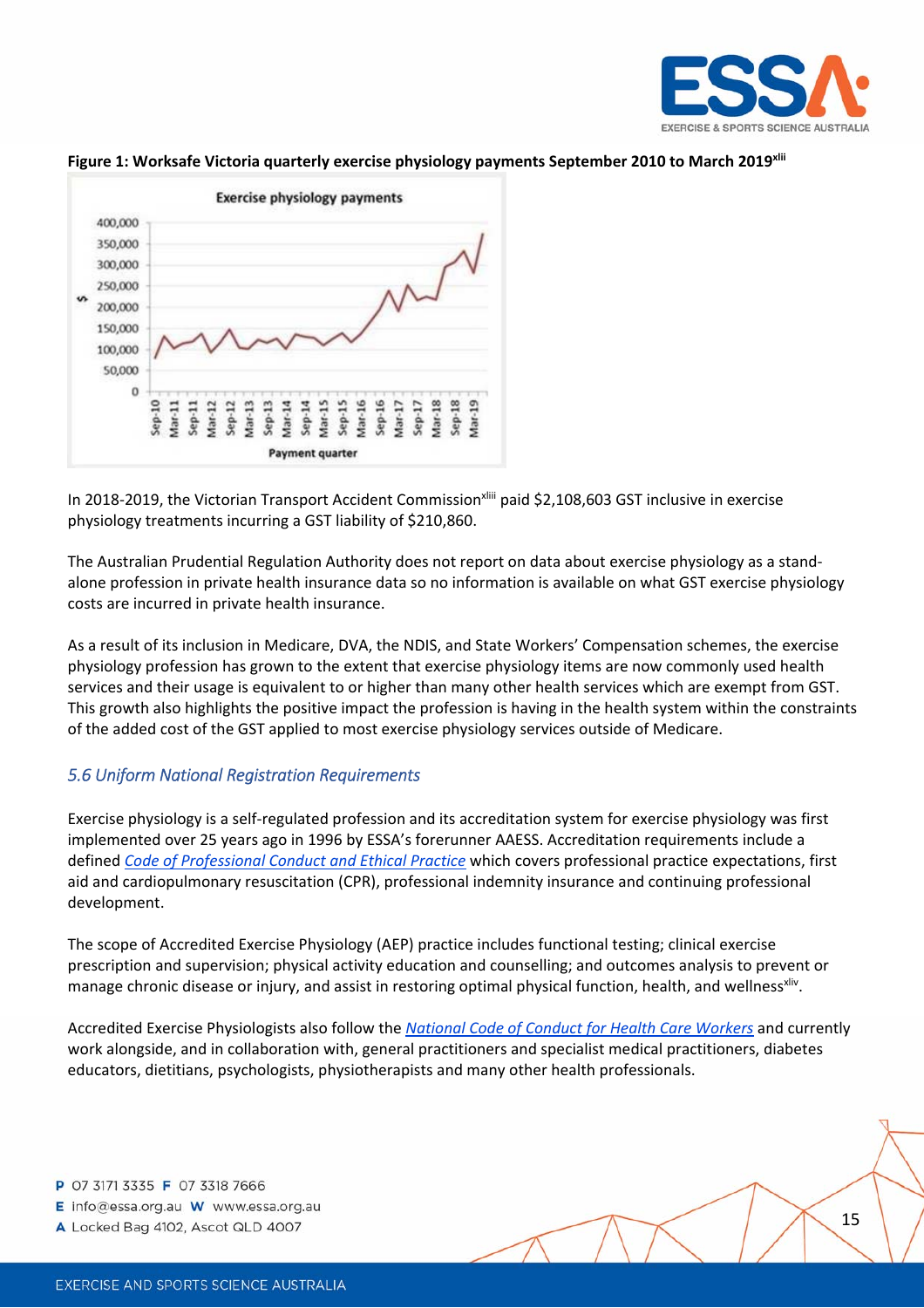**Figure 1: Worksafe Victoria quarterly exercise physiology payments September 2010 to March 2019[xlii]**

In 2018-2019, the Victorian Transport Accident Commission[xliii] paid $2,108,603 GST inclusive in exercise physiology treatments incurring a GST liability of $210,860.

The Australian Prudential Regulation Authority does not report on data about exercise physiology as a stand-alone profession in private health insurance data so no information is available on what GST exercise physiology costs are incurred in private health insurance.

As a result of its inclusion in Medicare, DVA, the NDIS, and State Workers' Compensation schemes, the exercise physiology profession has grown to the extent that exercise physiology items are now commonly used health services and their usage is equivalent to or higher than many other health services which are exempt from GST. This growth also highlights the positive impact the profession is having in the health system within the constraints of the added cost of the GST applied to most exercise physiology services outside of Medicare.

## *5.6 Uniform National Registration Requirements*

Exercise physiology is a self-regulated profession and its accreditation system for exercise physiology was first implemented over 25 years ago in 1996 by ESSA's forerunner AAESS. Accreditation requirements include a defined *Code of Professional Conduct and Ethical Practice* which covers professional practice expectations, first aid and cardiopulmonary resuscitation (CPR), professional indemnity insurance and continuing professional development.

The scope of Accredited Exercise Physiology (AEP) practice includes functional testing; clinical exercise prescription and supervision; physical activity education and counselling; and outcomes analysis to prevent or manage chronic disease or injury, and assist in restoring optimal physical function, health, and wellness[xliv].

Accredited Exercise Physiologists also follow the *National Code of Conduct for Health Care Workers* and currently work alongside, and in collaboration with, general practitioners and specialist medical practitioners, diabetes educators, dietitians, psychologists, physiotherapists and many other health professionals.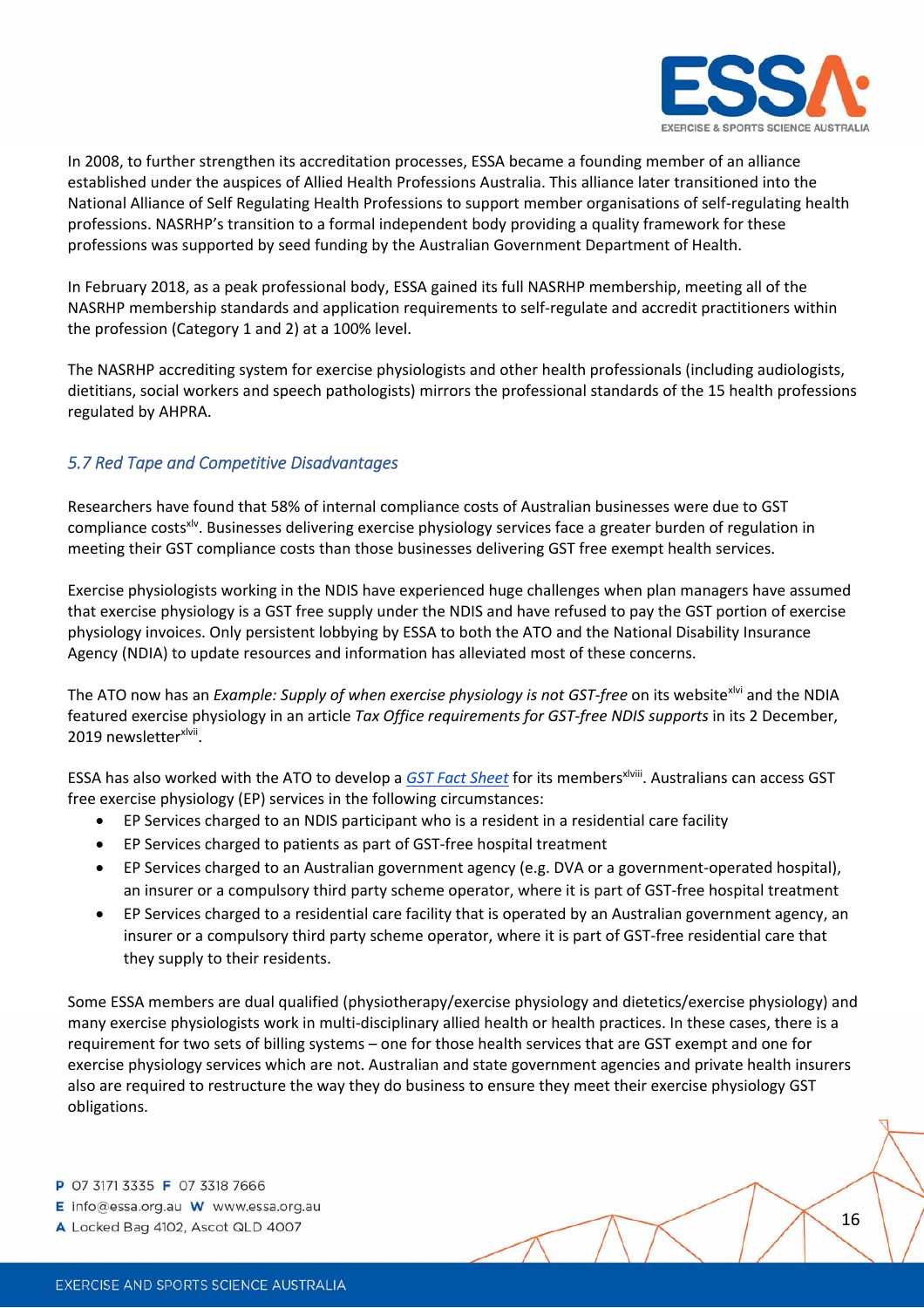In 2008, to further strengthen its accreditation processes, ESSA became a founding member of an alliance established under the auspices of Allied Health Professions Australia. This alliance later transitioned into the National Alliance of Self Regulating Health Professions to support member organisations of self-regulating health professions. NASRHP's transition to a formal independent body providing a quality framework for these professions was supported by seed funding by the Australian Government Department of Health.

In February 2018, as a peak professional body, ESSA gained its full NASRHP membership, meeting all of the NASRHP membership standards and application requirements to self-regulate and accredit practitioners within the profession (Category 1 and 2) at a 100% level.

The NASRHP accrediting system for exercise physiologists and other health professionals (including audiologists, dietitians, social workers and speech pathologists) mirrors the professional standards of the 15 health professions regulated by AHPRA.

## *5.7 Red Tape and Competitive Disadvantages*

Researchers have found that 58% of internal compliance costs of Australian businesses were due to GST compliance costs[xlv]. Businesses delivering exercise physiology services face a greater burden of regulation in meeting their GST compliance costs than those businesses delivering GST free exempt health services.

Exercise physiologists working in the NDIS have experienced huge challenges when plan managers have assumed that exercise physiology is a GST free supply under the NDIS and have refused to pay the GST portion of exercise physiology invoices. Only persistent lobbying by ESSA to both the ATO and the National Disability Insurance Agency (NDIA) to update resources and information has alleviated most of these concerns.

The ATO now has an *Example: Supply of when exercise physiology is not GST-free* on its website[xlvi] and the NDIA featured exercise physiology in an article *Tax Office requirements for GST-free NDIS supports* in its 2 December, 2019 newsletter[xlvii].

ESSA has also worked with the ATO to develop a *GST Fact Sheet* for its members[xlviii]. Australians can access GST free exercise physiology (EP) services in the following circumstances:

- EP Services charged to an NDIS participant who is a resident in a residential care facility
- EP Services charged to patients as part of GST-free hospital treatment
- EP Services charged to an Australian government agency (e.g. DVA or a government-operated hospital), an insurer or a compulsory third party scheme operator, where it is part of GST-free hospital treatment
- EP Services charged to a residential care facility that is operated by an Australian government agency, an insurer or a compulsory third party scheme operator, where it is part of GST-free residential care that they supply to their residents.

Some ESSA members are dual qualified (physiotherapy/exercise physiology and dietetics/exercise physiology) and many exercise physiologists work in multi-disciplinary allied health or health practices. In these cases, there is a requirement for two sets of billing systems – one for those health services that are GST exempt and one for exercise physiology services which are not. Australian and state government agencies and private health insurers also are required to restructure the way they do business to ensure they meet their exercise physiology GST obligations.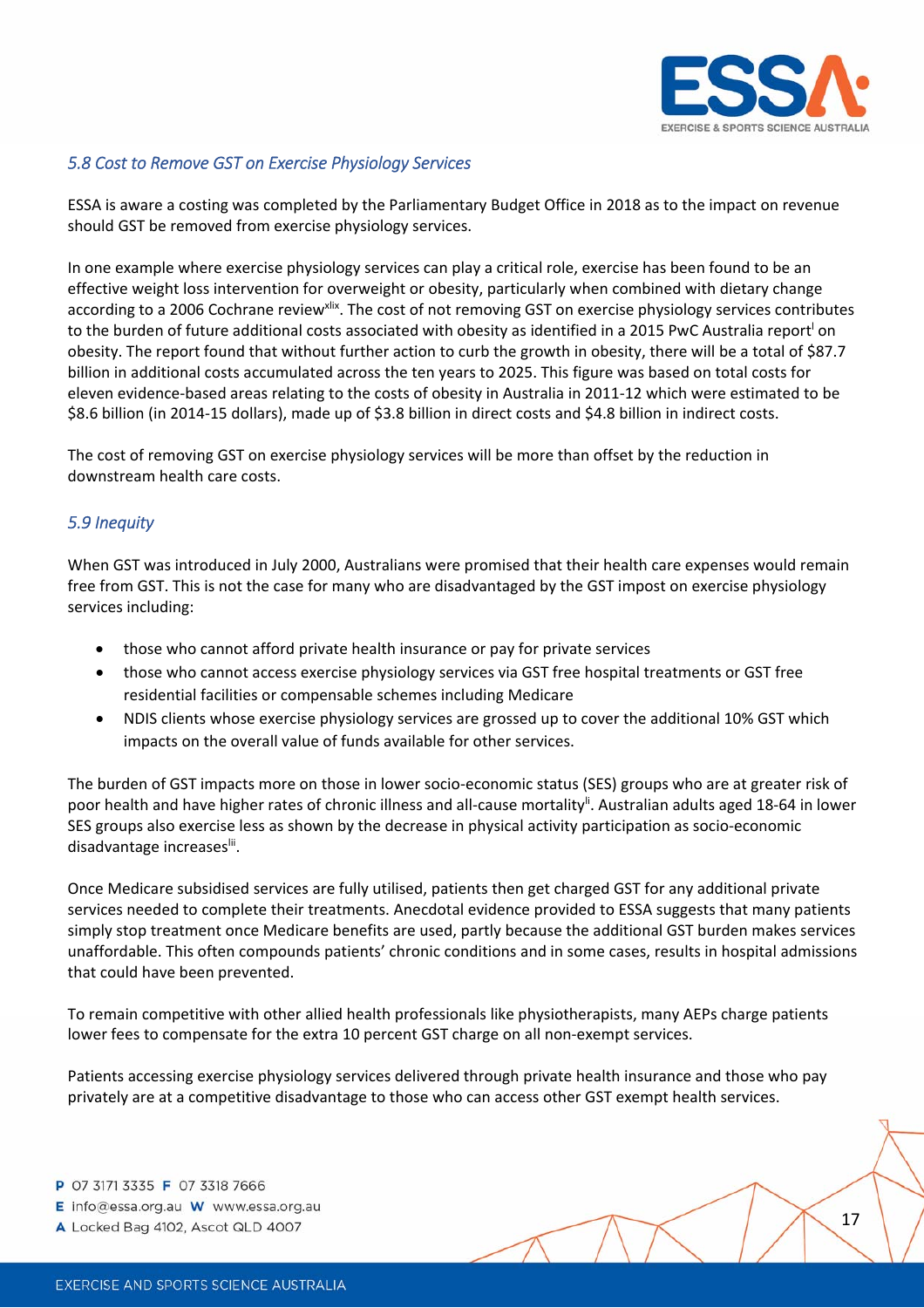### *5.8 Cost to Remove GST on Exercise Physiology Services*

ESSA is aware a costing was completed by the Parliamentary Budget Office in 2018 as to the impact on revenue should GST be removed from exercise physiology services.

In one example where exercise physiology services can play a critical role, exercise has been found to be an effective weight loss intervention for overweight or obesity, particularly when combined with dietary change according to a 2006 Cochrane review[xlix]. The cost of not removing GST on exercise physiology services contributes to the burden of future additional costs associated with obesity as identified in a 2015 PwC Australia report[l] on obesity. The report found that without further action to curb the growth in obesity, there will be a total of $87.7 billion in additional costs accumulated across the ten years to 2025. This figure was based on total costs for eleven evidence-based areas relating to the costs of obesity in Australia in 2011-12 which were estimated to be $8.6 billion (in 2014-15 dollars), made up of $3.8 billion in direct costs and $4.8 billion in indirect costs.

The cost of removing GST on exercise physiology services will be more than offset by the reduction in downstream health care costs.

### *5.9 Inequity*

When GST was introduced in July 2000, Australians were promised that their health care expenses would remain free from GST. This is not the case for many who are disadvantaged by the GST impost on exercise physiology services including:

- those who cannot afford private health insurance or pay for private services
- those who cannot access exercise physiology services via GST free hospital treatments or GST free residential facilities or compensable schemes including Medicare
- NDIS clients whose exercise physiology services are grossed up to cover the additional 10% GST which impacts on the overall value of funds available for other services.

The burden of GST impacts more on those in lower socio-economic status (SES) groups who are at greater risk of poor health and have higher rates of chronic illness and all-cause mortality[li]. Australian adults aged 18-64 in lower SES groups also exercise less as shown by the decrease in physical activity participation as socio-economic disadvantage increases[lii].

Once Medicare subsidised services are fully utilised, patients then get charged GST for any additional private services needed to complete their treatments. Anecdotal evidence provided to ESSA suggests that many patients simply stop treatment once Medicare benefits are used, partly because the additional GST burden makes services unaffordable. This often compounds patients' chronic conditions and in some cases, results in hospital admissions that could have been prevented.

To remain competitive with other allied health professionals like physiotherapists, many AEPs charge patients lower fees to compensate for the extra 10 percent GST charge on all non-exempt services.

Patients accessing exercise physiology services delivered through private health insurance and those who pay privately are at a competitive disadvantage to those who can access other GST exempt health services.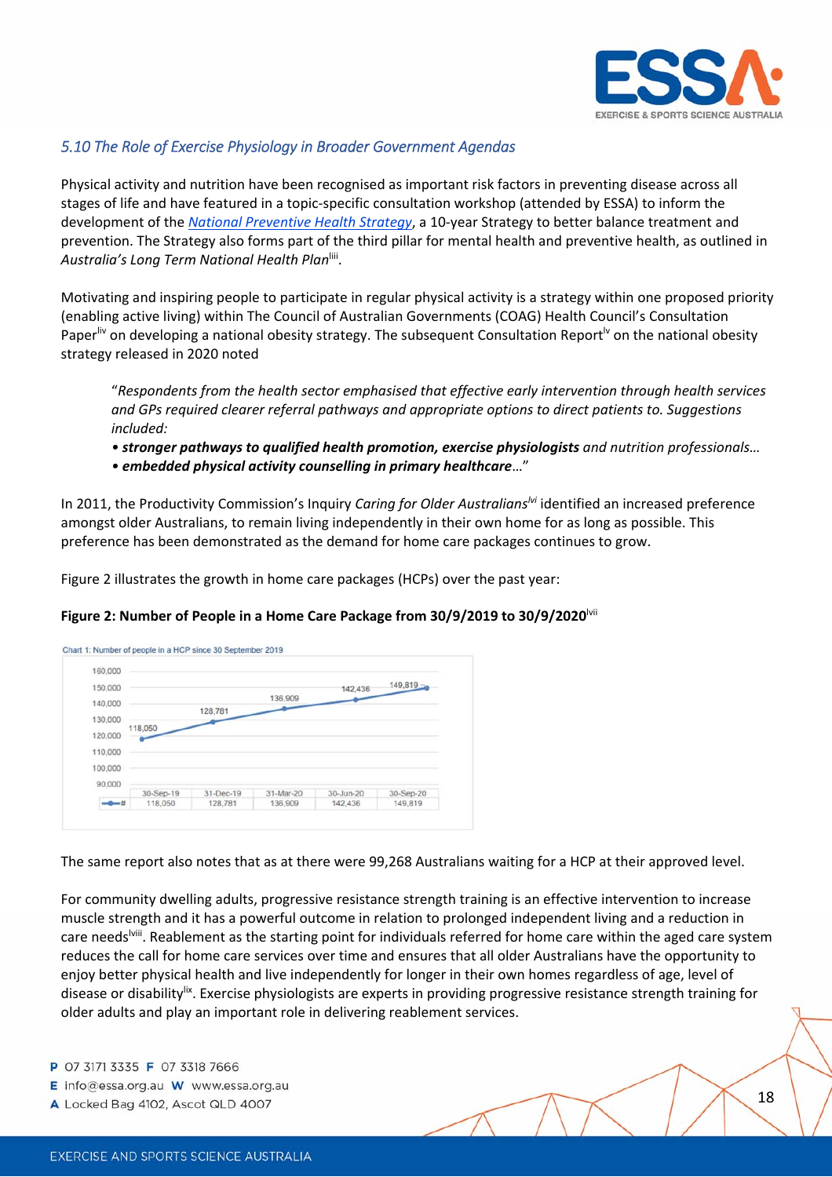### *5.10 The Role of Exercise Physiology in Broader Government Agendas*

Physical activity and nutrition have been recognised as important risk factors in preventing disease across all stages of life and have featured in a topic-specific consultation workshop (attended by ESSA) to inform the development of the *National Preventive Health Strategy*, a 10-year Strategy to better balance treatment and prevention. The Strategy also forms part of the third pillar for mental health and preventive health, as outlined in *Australia's Long Term National Health Plan*[liii].

Motivating and inspiring people to participate in regular physical activity is a strategy within one proposed priority (enabling active living) within The Council of Australian Governments (COAG) Health Council's Consultation Paper[liv] on developing a national obesity strategy. The subsequent Consultation Report[lv] on the national obesity strategy released in 2020 noted

> "*Respondents from the health sector emphasised that effective early intervention through health services and GPs required clearer referral pathways and appropriate options to direct patients to. Suggestions included:*
> *• **stronger pathways to qualified health promotion, exercise physiologists** and nutrition professionals…*
> *• **embedded physical activity counselling in primary healthcare**…*"

In 2011, the Productivity Commission's Inquiry *Caring for Older Australians*[lvi] identified an increased preference amongst older Australians, to remain living independently in their own home for as long as possible. This preference has been demonstrated as the demand for home care packages continues to grow.

Figure 2 illustrates the growth in home care packages (HCPs) over the past year:

**Figure 2: Number of People in a Home Care Package from 30/9/2019 to 30/9/2020**[lvii]

Chart 1: Number of people in a HCP since 30 September 2019

| | 30-Sep-19 | 31-Dec-19 | 31-Mar-20 | 30-Jun-20 | 30-Sep-20 |
|---|---|---|---|---|---|
| # | 118,050 | 128,781 | 136,909 | 142,436 | 149,819 |

The same report also notes that as at there were 99,268 Australians waiting for a HCP at their approved level.

For community dwelling adults, progressive resistance strength training is an effective intervention to increase muscle strength and it has a powerful outcome in relation to prolonged independent living and a reduction in care needs[lviii]. Reablement as the starting point for individuals referred for home care within the aged care system reduces the call for home care services over time and ensures that all older Australians have the opportunity to enjoy better physical health and live independently for longer in their own homes regardless of age, level of disease or disability[lix]. Exercise physiologists are experts in providing progressive resistance strength training for older adults and play an important role in delivering reablement services.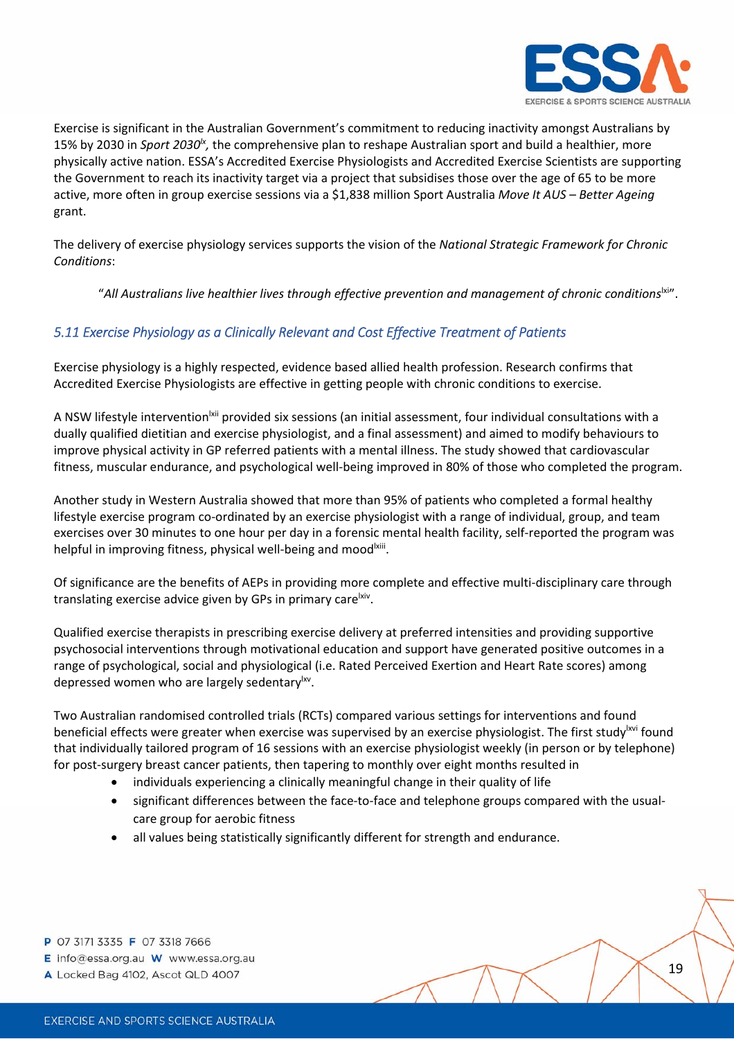Exercise is significant in the Australian Government's commitment to reducing inactivity amongst Australians by 15% by 2030 in *Sport 2030*[lx]*,* the comprehensive plan to reshape Australian sport and build a healthier, more physically active nation. ESSA's Accredited Exercise Physiologists and Accredited Exercise Scientists are supporting the Government to reach its inactivity target via a project that subsidises those over the age of 65 to be more active, more often in group exercise sessions via a $1,838 million Sport Australia *Move It AUS – Better Ageing* grant.

The delivery of exercise physiology services supports the vision of the *National Strategic Framework for Chronic Conditions*:

> "*All Australians live healthier lives through effective prevention and management of chronic conditions*[lxi]".

## *5.11 Exercise Physiology as a Clinically Relevant and Cost Effective Treatment of Patients*

Exercise physiology is a highly respected, evidence based allied health profession. Research confirms that Accredited Exercise Physiologists are effective in getting people with chronic conditions to exercise.

A NSW lifestyle intervention[lxii] provided six sessions (an initial assessment, four individual consultations with a dually qualified dietitian and exercise physiologist, and a final assessment) and aimed to modify behaviours to improve physical activity in GP referred patients with a mental illness. The study showed that cardiovascular fitness, muscular endurance, and psychological well-being improved in 80% of those who completed the program.

Another study in Western Australia showed that more than 95% of patients who completed a formal healthy lifestyle exercise program co-ordinated by an exercise physiologist with a range of individual, group, and team exercises over 30 minutes to one hour per day in a forensic mental health facility, self-reported the program was helpful in improving fitness, physical well-being and mood[lxiii].

Of significance are the benefits of AEPs in providing more complete and effective multi-disciplinary care through translating exercise advice given by GPs in primary care[lxiv].

Qualified exercise therapists in prescribing exercise delivery at preferred intensities and providing supportive psychosocial interventions through motivational education and support have generated positive outcomes in a range of psychological, social and physiological (i.e. Rated Perceived Exertion and Heart Rate scores) among depressed women who are largely sedentary[lxv].

Two Australian randomised controlled trials (RCTs) compared various settings for interventions and found beneficial effects were greater when exercise was supervised by an exercise physiologist. The first study[lxvi] found that individually tailored program of 16 sessions with an exercise physiologist weekly (in person or by telephone) for post-surgery breast cancer patients, then tapering to monthly over eight months resulted in

- individuals experiencing a clinically meaningful change in their quality of life
- significant differences between the face-to-face and telephone groups compared with the usual-care group for aerobic fitness
- all values being statistically significantly different for strength and endurance.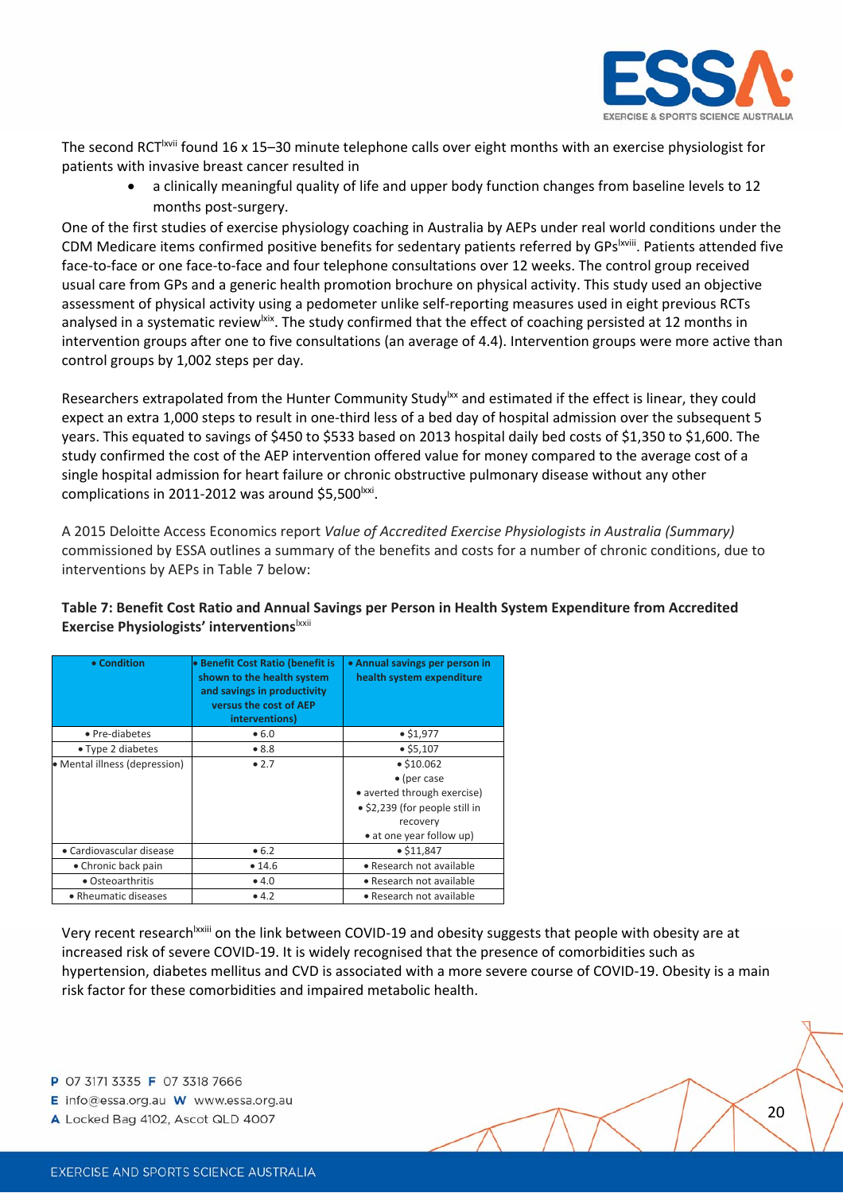The second RCT[lxvii] found 16 x 15–30 minute telephone calls over eight months with an exercise physiologist for patients with invasive breast cancer resulted in

- a clinically meaningful quality of life and upper body function changes from baseline levels to 12 months post-surgery.

One of the first studies of exercise physiology coaching in Australia by AEPs under real world conditions under the CDM Medicare items confirmed positive benefits for sedentary patients referred by GPs[lxviii]. Patients attended five face-to-face or one face-to-face and four telephone consultations over 12 weeks. The control group received usual care from GPs and a generic health promotion brochure on physical activity. This study used an objective assessment of physical activity using a pedometer unlike self-reporting measures used in eight previous RCTs analysed in a systematic review[lxix]. The study confirmed that the effect of coaching persisted at 12 months in intervention groups after one to five consultations (an average of 4.4). Intervention groups were more active than control groups by 1,002 steps per day.

Researchers extrapolated from the Hunter Community Study[lxx] and estimated if the effect is linear, they could expect an extra 1,000 steps to result in one-third less of a bed day of hospital admission over the subsequent 5 years. This equated to savings of $450 to $533 based on 2013 hospital daily bed costs of $1,350 to $1,600. The study confirmed the cost of the AEP intervention offered value for money compared to the average cost of a single hospital admission for heart failure or chronic obstructive pulmonary disease without any other complications in 2011-2012 was around $5,500[lxxi].

A 2015 Deloitte Access Economics report *Value of Accredited Exercise Physiologists in Australia (Summary)* commissioned by ESSA outlines a summary of the benefits and costs for a number of chronic conditions, due to interventions by AEPs in Table 7 below:

**Table 7: Benefit Cost Ratio and Annual Savings per Person in Health System Expenditure from Accredited Exercise Physiologists' interventions**[lxxii]

| • Condition | • Benefit Cost Ratio (benefit is shown to the health system and savings in productivity versus the cost of AEP interventions) | • Annual savings per person in health system expenditure |
|---|---|---|
| • Pre-diabetes | • 6.0 | • $1,977 |
| • Type 2 diabetes | • 8.8 | • $5,107 |
| • Mental illness (depression) | • 2.7 | • $10.062 • (per case • averted through exercise) • $2,239 (for people still in recovery • at one year follow up) |
| • Cardiovascular disease | • 6.2 | • $11,847 |
| • Chronic back pain | • 14.6 | • Research not available |
| • Osteoarthritis | • 4.0 | • Research not available |
| • Rheumatic diseases | • 4.2 | • Research not available |

Very recent research[lxxiii] on the link between COVID-19 and obesity suggests that people with obesity are at increased risk of severe COVID-19. It is widely recognised that the presence of comorbidities such as hypertension, diabetes mellitus and CVD is associated with a more severe course of COVID-19. Obesity is a main risk factor for these comorbidities and impaired metabolic health.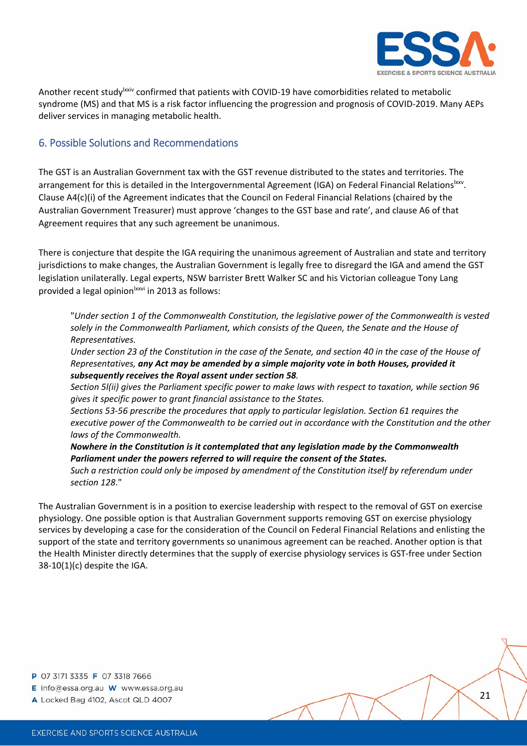Another recent study[lxxiv] confirmed that patients with COVID-19 have comorbidities related to metabolic syndrome (MS) and that MS is a risk factor influencing the progression and prognosis of COVID-2019. Many AEPs deliver services in managing metabolic health.

## 6. Possible Solutions and Recommendations

The GST is an Australian Government tax with the GST revenue distributed to the states and territories. The arrangement for this is detailed in the Intergovernmental Agreement (IGA) on Federal Financial Relations[lxxv]. Clause A4(c)(i) of the Agreement indicates that the Council on Federal Financial Relations (chaired by the Australian Government Treasurer) must approve 'changes to the GST base and rate', and clause A6 of that Agreement requires that any such agreement be unanimous.

There is conjecture that despite the IGA requiring the unanimous agreement of Australian and state and territory jurisdictions to make changes, the Australian Government is legally free to disregard the IGA and amend the GST legislation unilaterally. Legal experts, NSW barrister Brett Walker SC and his Victorian colleague Tony Lang provided a legal opinion[lxxvi] in 2013 as follows:

> "*Under section 1 of the Commonwealth Constitution, the legislative power of the Commonwealth is vested solely in the Commonwealth Parliament, which consists of the Queen, the Senate and the House of Representatives.*
> *Under section 23 of the Constitution in the case of the Senate, and section 40 in the case of the House of Representatives,* ***any Act may be amended by a simple majority vote in both Houses, provided it subsequently receives the Royal assent under section 58****.*
> *Section 5l(ii) gives the Parliament specific power to make laws with respect to taxation, while section 96 gives it specific power to grant financial assistance to the States.*
> *Sections 53-56 prescribe the procedures that apply to particular legislation. Section 61 requires the executive power of the Commonwealth to be carried out in accordance with the Constitution and the other laws of the Commonwealth.*
> ***Nowhere in the Constitution is it contemplated that any legislation made by the Commonwealth Parliament under the powers referred to will require the consent of the States.***
> *Such a restriction could only be imposed by amendment of the Constitution itself by referendum under section 128*."

The Australian Government is in a position to exercise leadership with respect to the removal of GST on exercise physiology. One possible option is that Australian Government supports removing GST on exercise physiology services by developing a case for the consideration of the Council on Federal Financial Relations and enlisting the support of the state and territory governments so unanimous agreement can be reached. Another option is that the Health Minister directly determines that the supply of exercise physiology services is GST-free under Section 38-10(1)(c) despite the IGA.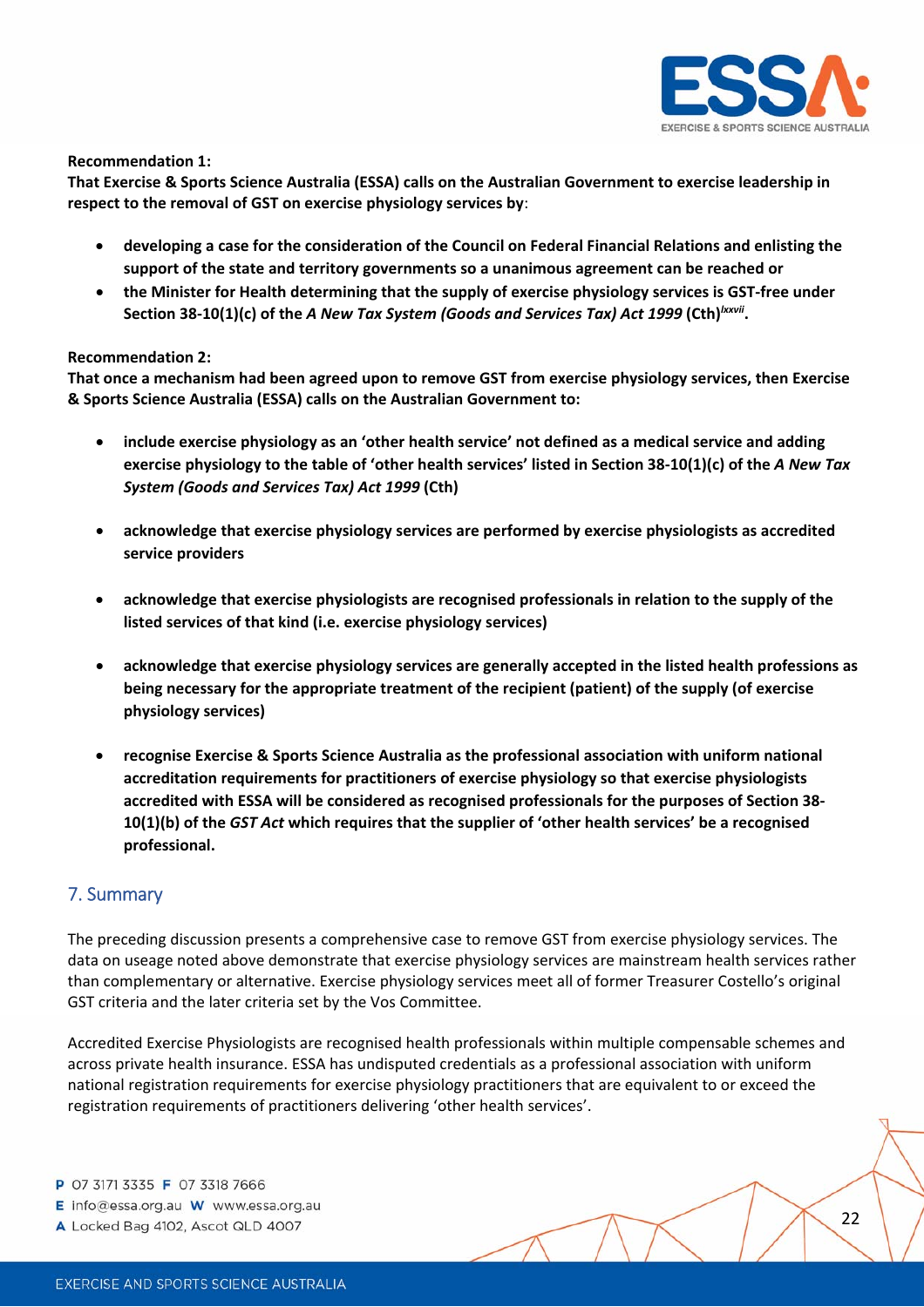**Recommendation 1:**
**That Exercise & Sports Science Australia (ESSA) calls on the Australian Government to exercise leadership in respect to the removal of GST on exercise physiology services by**:

- **developing a case for the consideration of the Council on Federal Financial Relations and enlisting the support of the state and territory governments so a unanimous agreement can be reached or**
- **the Minister for Health determining that the supply of exercise physiology services is GST-free under Section 38-10(1)(c) of the *A New Tax System (Goods and Services Tax) Act 1999* (Cth)[lxxvii].**

**Recommendation 2:**
**That once a mechanism had been agreed upon to remove GST from exercise physiology services, then Exercise & Sports Science Australia (ESSA) calls on the Australian Government to:**

- **include exercise physiology as an 'other health service' not defined as a medical service and adding exercise physiology to the table of 'other health services' listed in Section 38-10(1)(c) of the *A New Tax System (Goods and Services Tax) Act 1999* (Cth)**

- **acknowledge that exercise physiology services are performed by exercise physiologists as accredited service providers**

- **acknowledge that exercise physiologists are recognised professionals in relation to the supply of the listed services of that kind (i.e. exercise physiology services)**

- **acknowledge that exercise physiology services are generally accepted in the listed health professions as being necessary for the appropriate treatment of the recipient (patient) of the supply (of exercise physiology services)**

- **recognise Exercise & Sports Science Australia as the professional association with uniform national accreditation requirements for practitioners of exercise physiology so that exercise physiologists accredited with ESSA will be considered as recognised professionals for the purposes of Section 38-10(1)(b) of the *GST Act* which requires that the supplier of 'other health services' be a recognised professional.**

## 7. Summary

The preceding discussion presents a comprehensive case to remove GST from exercise physiology services. The data on useage noted above demonstrate that exercise physiology services are mainstream health services rather than complementary or alternative. Exercise physiology services meet all of former Treasurer Costello's original GST criteria and the later criteria set by the Vos Committee.

Accredited Exercise Physiologists are recognised health professionals within multiple compensable schemes and across private health insurance. ESSA has undisputed credentials as a professional association with uniform national registration requirements for exercise physiology practitioners that are equivalent to or exceed the registration requirements of practitioners delivering 'other health services'.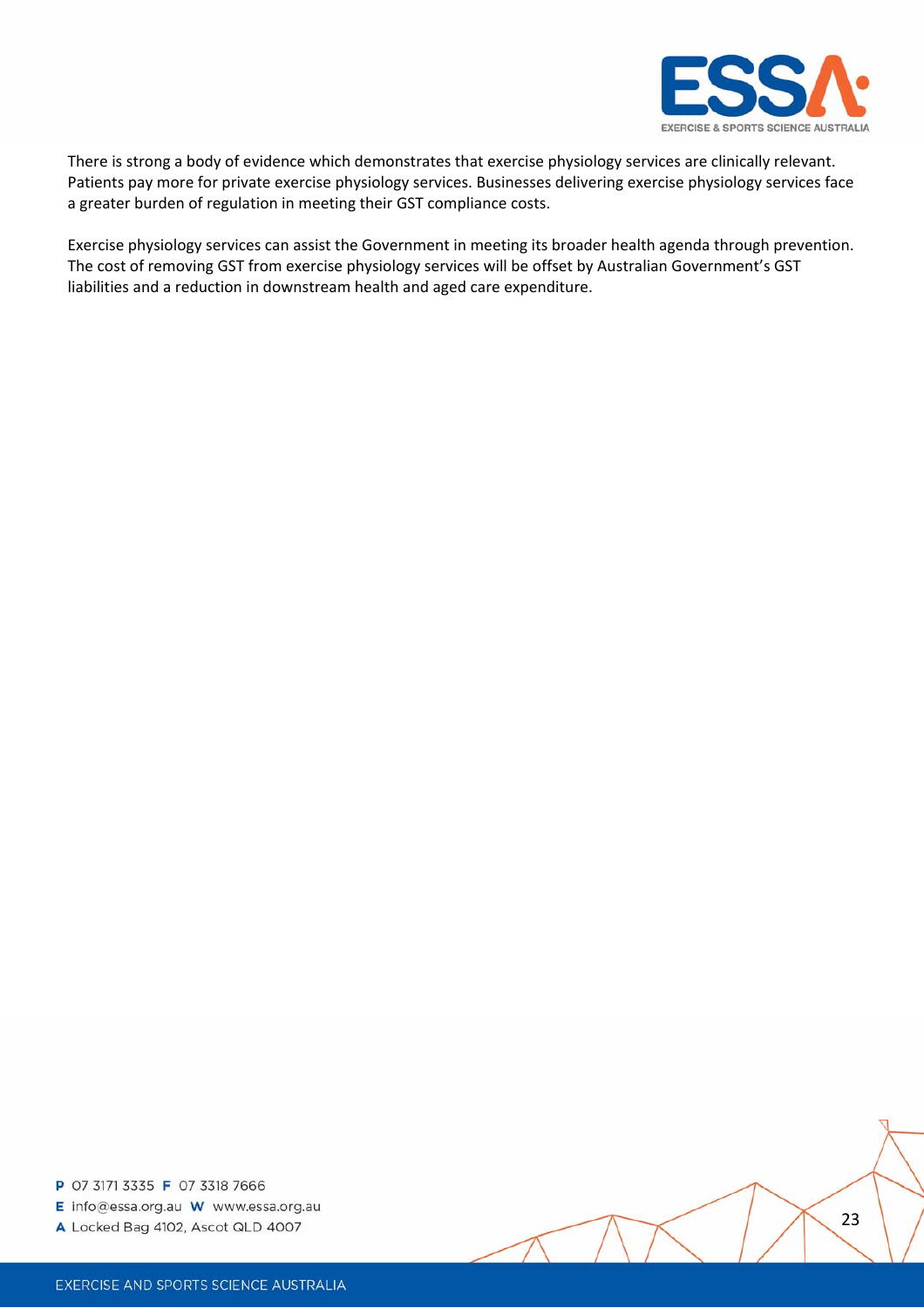There is strong a body of evidence which demonstrates that exercise physiology services are clinically relevant. Patients pay more for private exercise physiology services. Businesses delivering exercise physiology services face a greater burden of regulation in meeting their GST compliance costs.

Exercise physiology services can assist the Government in meeting its broader health agenda through prevention. The cost of removing GST from exercise physiology services will be offset by Australian Government's GST liabilities and a reduction in downstream health and aged care expenditure.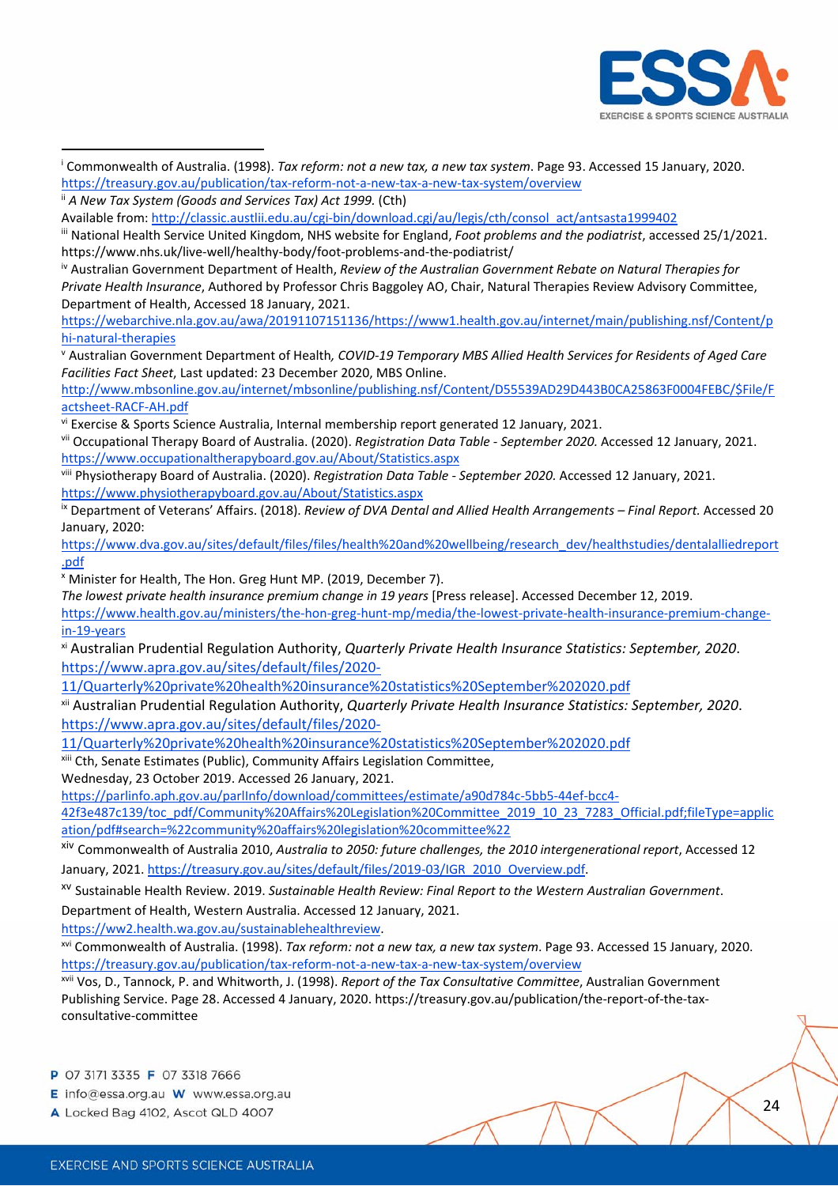[i] Commonwealth of Australia. (1998). *Tax reform: not a new tax, a new tax system.* Page 93. Accessed 15 January, 2020. https://treasury.gov.au/publication/tax-reform-not-a-new-tax-a-new-tax-system/overview

[ii] *A New Tax System (Goods and Services Tax) Act 1999.* (Cth)
Available from: http://classic.austlii.edu.au/cgi-bin/download.cgi/au/legis/cth/consol_act/antsasta1999402

[iii] National Health Service United Kingdom, NHS website for England, *Foot problems and the podiatrist*, accessed 25/1/2021. https://www.nhs.uk/live-well/healthy-body/foot-problems-and-the-podiatrist/

[iv] Australian Government Department of Health, *Review of the Australian Government Rebate on Natural Therapies for Private Health Insurance*, Authored by Professor Chris Baggoley AO, Chair, Natural Therapies Review Advisory Committee, Department of Health, Accessed 18 January, 2021.
https://webarchive.nla.gov.au/awa/20191107151136/https://www1.health.gov.au/internet/main/publishing.nsf/Content/phi-natural-therapies

[v] Australian Government Department of Health, *COVID-19 Temporary MBS Allied Health Services for Residents of Aged Care Facilities Fact Sheet*, Last updated: 23 December 2020, MBS Online.
http://www.mbsonline.gov.au/internet/mbsonline/publishing.nsf/Content/D55539AD29D443B0CA25863F0004FEBC/$File/Factsheet-RACF-AH.pdf

[vi] Exercise & Sports Science Australia, Internal membership report generated 12 January, 2021.

[vii] Occupational Therapy Board of Australia. (2020). *Registration Data Table - September 2020.* Accessed 12 January, 2021. https://www.occupationaltherapyboard.gov.au/About/Statistics.aspx

[viii] Physiotherapy Board of Australia. (2020). *Registration Data Table - September 2020.* Accessed 12 January, 2021. https://www.physiotherapyboard.gov.au/About/Statistics.aspx

[ix] Department of Veterans' Affairs. (2018). *Review of DVA Dental and Allied Health Arrangements – Final Report.* Accessed 20 January, 2020:
https://www.dva.gov.au/sites/default/files/files/health%20and%20wellbeing/research_dev/healthstudies/dentalalliedreport.pdf

[x] Minister for Health, The Hon. Greg Hunt MP. (2019, December 7).
*The lowest private health insurance premium change in 19 years* [Press release]. Accessed December 12, 2019.
https://www.health.gov.au/ministers/the-hon-greg-hunt-mp/media/the-lowest-private-health-insurance-premium-change-in-19-years

[xi] Australian Prudential Regulation Authority, *Quarterly Private Health Insurance Statistics: September, 2020*.
https://www.apra.gov.au/sites/default/files/2020-11/Quarterly%20private%20health%20insurance%20statistics%20September%202020.pdf

[xii] Australian Prudential Regulation Authority, *Quarterly Private Health Insurance Statistics: September, 2020*.
https://www.apra.gov.au/sites/default/files/2020-11/Quarterly%20private%20health%20insurance%20statistics%20September%202020.pdf

[xiii] Cth, Senate Estimates (Public), Community Affairs Legislation Committee,
Wednesday, 23 October 2019. Accessed 26 January, 2021.
https://parlinfo.aph.gov.au/parlInfo/download/committees/estimate/a90d784c-5bb5-44ef-bcc4-42f3e487c139/toc_pdf/Community%20Affairs%20Legislation%20Committee_2019_10_23_7283_Official.pdf;fileType=application/pdf#search=%22community%20affairs%20legislation%20committee%22

[xiv] Commonwealth of Australia 2010, *Australia to 2050: future challenges, the 2010 intergenerational report*, Accessed 12 January, 2021. https://treasury.gov.au/sites/default/files/2019-03/IGR_2010_Overview.pdf.

[xv] Sustainable Health Review. 2019. *Sustainable Health Review: Final Report to the Western Australian Government*. Department of Health, Western Australia. Accessed 12 January, 2021.
https://ww2.health.wa.gov.au/sustainablehealthreview.

[xvi] Commonwealth of Australia. (1998). *Tax reform: not a new tax, a new tax system*. Page 93. Accessed 15 January, 2020. https://treasury.gov.au/publication/tax-reform-not-a-new-tax-a-new-tax-system/overview

[xvii] Vos, D., Tannock, P. and Whitworth, J. (1998). *Report of the Tax Consultative Committee*, Australian Government Publishing Service. Page 28. Accessed 4 January, 2020. https://treasury.gov.au/publication/the-report-of-the-tax-consultative-committee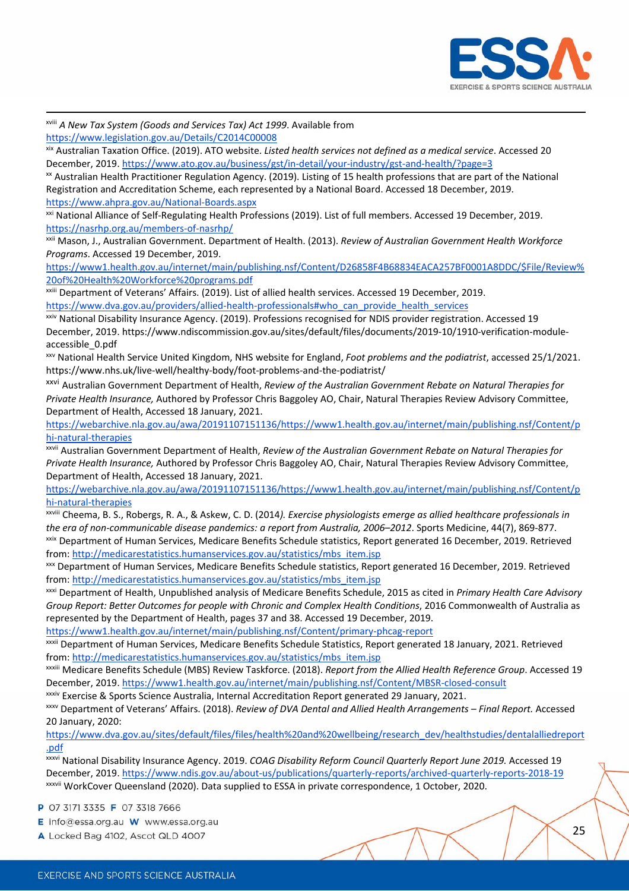[xviii] *A New Tax System (Goods and Services Tax) Act 1999*. Available from https://www.legislation.gov.au/Details/C2014C00008

[xix] Australian Taxation Office. (2019). ATO website. *Listed health services not defined as a medical service*. Accessed 20 December, 2019. https://www.ato.gov.au/business/gst/in-detail/your-industry/gst-and-health/?page=3

[xx] Australian Health Practitioner Regulation Agency. (2019). Listing of 15 health professions that are part of the National Registration and Accreditation Scheme, each represented by a National Board. Accessed 18 December, 2019. https://www.ahpra.gov.au/National-Boards.aspx

[xxi] National Alliance of Self-Regulating Health Professions (2019). List of full members. Accessed 19 December, 2019. https://nasrhp.org.au/members-of-nasrhp/

[xxii] Mason, J., Australian Government. Department of Health. (2013). *Review of Australian Government Health Workforce Programs*. Accessed 19 December, 2019. https://www1.health.gov.au/internet/main/publishing.nsf/Content/D26858F4B68834EACA257BF0001A8DDC/$File/Review%20of%20Health%20Workforce%20programs.pdf

[xxiii] Department of Veterans' Affairs. (2019). List of allied health services. Accessed 19 December, 2019. https://www.dva.gov.au/providers/allied-health-professionals#who_can_provide_health_services

[xxiv] National Disability Insurance Agency. (2019). Professions recognised for NDIS provider registration. Accessed 19 December, 2019. https://www.ndiscommission.gov.au/sites/default/files/documents/2019-10/1910-verification-module-accessible_0.pdf

[xxv] National Health Service United Kingdom, NHS website for England, *Foot problems and the podiatrist*, accessed 25/1/2021. https://www.nhs.uk/live-well/healthy-body/foot-problems-and-the-podiatrist/

[xxvi] Australian Government Department of Health, *Review of the Australian Government Rebate on Natural Therapies for Private Health Insurance,* Authored by Professor Chris Baggoley AO, Chair, Natural Therapies Review Advisory Committee, Department of Health, Accessed 18 January, 2021. https://webarchive.nla.gov.au/awa/20191107151136/https://www1.health.gov.au/internet/main/publishing.nsf/Content/phi-natural-therapies

[xxvii] Australian Government Department of Health, *Review of the Australian Government Rebate on Natural Therapies for Private Health Insurance,* Authored by Professor Chris Baggoley AO, Chair, Natural Therapies Review Advisory Committee, Department of Health, Accessed 18 January, 2021. https://webarchive.nla.gov.au/awa/20191107151136/https://www1.health.gov.au/internet/main/publishing.nsf/Content/phi-natural-therapies

[xxviii] Cheema, B. S., Robergs, R. A., & Askew, C. D. (2014*). Exercise physiologists emerge as allied healthcare professionals in the era of non-communicable disease pandemics: a report from Australia, 2006–2012*. Sports Medicine, 44(7), 869-877.

[xxix] Department of Human Services, Medicare Benefits Schedule statistics, Report generated 16 December, 2019. Retrieved from: http://medicarestatistics.humanservices.gov.au/statistics/mbs_item.jsp

[xxx] Department of Human Services, Medicare Benefits Schedule statistics, Report generated 16 December, 2019. Retrieved from: http://medicarestatistics.humanservices.gov.au/statistics/mbs_item.jsp

[xxxi] Department of Health, Unpublished analysis of Medicare Benefits Schedule, 2015 as cited in *Primary Health Care Advisory Group Report: Better Outcomes for people with Chronic and Complex Health Conditions*, 2016 Commonwealth of Australia as represented by the Department of Health, pages 37 and 38. Accessed 19 December, 2019. https://www1.health.gov.au/internet/main/publishing.nsf/Content/primary-phcag-report

[xxxii] Department of Human Services, Medicare Benefits Schedule Statistics, Report generated 18 January, 2021. Retrieved from: http://medicarestatistics.humanservices.gov.au/statistics/mbs_item.jsp

[xxxiii] Medicare Benefits Schedule (MBS) Review Taskforce. (2018). *Report from the Allied Health Reference Group*. Accessed 19 December, 2019. https://www1.health.gov.au/internet/main/publishing.nsf/Content/MBSR-closed-consult

[xxxiv] Exercise & Sports Science Australia, Internal Accreditation Report generated 29 January, 2021.

[xxxv] Department of Veterans' Affairs. (2018). *Review of DVA Dental and Allied Health Arrangements – Final Report.* Accessed 20 January, 2020: https://www.dva.gov.au/sites/default/files/files/health%20and%20wellbeing/research_dev/healthstudies/dentalalliedreport.pdf

[xxxvi] National Disability Insurance Agency. 2019. *COAG Disability Reform Council Quarterly Report June 2019.* Accessed 19 December, 2019. https://www.ndis.gov.au/about-us/publications/quarterly-reports/archived-quarterly-reports-2018-19

[xxxvii] WorkCover Queensland (2020). Data supplied to ESSA in private correspondence, 1 October, 2020.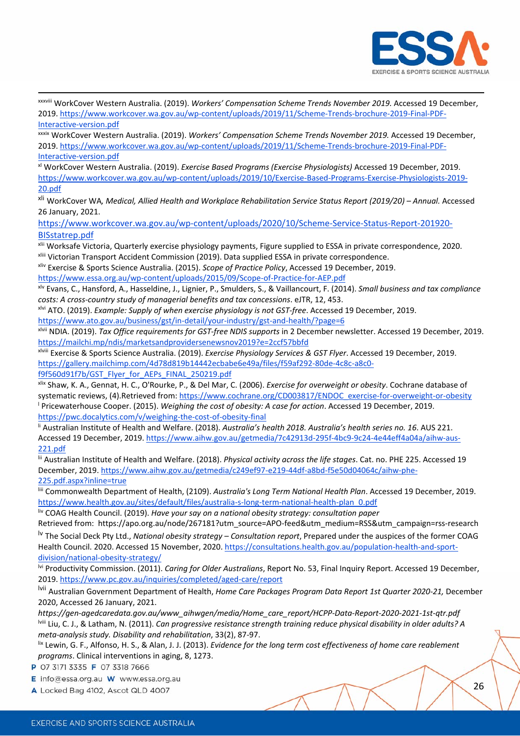[xxxviii] WorkCover Western Australia. (2019). *Workers' Compensation Scheme Trends November 2019.* Accessed 19 December, 2019. https://www.workcover.wa.gov.au/wp-content/uploads/2019/11/Scheme-Trends-brochure-2019-Final-PDF-Interactive-version.pdf

[xxxix] WorkCover Western Australia. (2019). *Workers' Compensation Scheme Trends November 2019.* Accessed 19 December, 2019. https://www.workcover.wa.gov.au/wp-content/uploads/2019/11/Scheme-Trends-brochure-2019-Final-PDF-Interactive-version.pdf

[xl] WorkCover Western Australia. (2019). *Exercise Based Programs (Exercise Physiologists)* Accessed 19 December, 2019. https://www.workcover.wa.gov.au/wp-content/uploads/2019/10/Exercise-Based-Programs-Exercise-Physiologists-2019-20.pdf

[xli] WorkCover WA*, Medical, Allied Health and Workplace Rehabilitation Service Status Report (2019/20) – Annual.* Accessed 26 January, 2021.
https://www.workcover.wa.gov.au/wp-content/uploads/2020/10/Scheme-Service-Status-Report-201920-BISstatrep.pdf

[xlii] Worksafe Victoria, Quarterly exercise physiology payments, Figure supplied to ESSA in private correspondence, 2020.

[xliii] Victorian Transport Accident Commission (2019). Data supplied ESSA in private correspondence.

[xliv] Exercise & Sports Science Australia. (2015). *Scope of Practice Policy*, Accessed 19 December, 2019. https://www.essa.org.au/wp-content/uploads/2015/09/Scope-of-Practice-for-AEP.pdf

[xlv] Evans, C., Hansford, A., Hasseldine, J., Lignier, P., Smulders, S., & Vaillancourt, F. (2014). *Small business and tax compliance costs: A cross-country study of managerial benefits and tax concessions*. eJTR, 12, 453.

[xlvi] ATO. (2019). *Example: Supply of when exercise physiology is not GST-free*. Accessed 19 December, 2019. https://www.ato.gov.au/business/gst/in-detail/your-industry/gst-and-health/?page=6

[xlvii] NDIA. (2019). *Tax Office requirements for GST-free NDIS supports* in 2 December newsletter. Accessed 19 December, 2019. https://mailchi.mp/ndis/marketsandprovidersenewsnov2019?e=2ccf57bbfd

[xlviii] Exercise & Sports Science Australia. (2019). *Exercise Physiology Services & GST Flyer*. Accessed 19 December, 2019. https://gallery.mailchimp.com/4d78d819b14442ecbabe6e49a/files/f59af292-80de-4c8c-a8c0-f9f560d91f7b/GST_Flyer_for_AEPs_FINAL_250219.pdf

[xlix] Shaw, K. A., Gennat, H. C., O'Rourke, P., & Del Mar, C. (2006). *Exercise for overweight or obesity*. Cochrane database of systematic reviews, (4).Retrieved from: https://www.cochrane.org/CD003817/ENDOC_exercise-for-overweight-or-obesity

[l] Pricewaterhouse Cooper. (2015). *Weighing the cost of obesity: A case for action*. Accessed 19 December, 2019. https://pwc.docalytics.com/v/weighing-the-cost-of-obesity-final

[li] Australian Institute of Health and Welfare. (2018). *Australia's health 2018. Australia's health series no. 16*. AUS 221. Accessed 19 December, 2019. https://www.aihw.gov.au/getmedia/7c42913d-295f-4bc9-9c24-4e44eff4a04a/aihw-aus-221.pdf

[lii] Australian Institute of Health and Welfare. (2018). *Physical activity across the life stages*. Cat. no. PHE 225. Accessed 19 December, 2019. https://www.aihw.gov.au/getmedia/c249ef97-e219-44df-a8bd-f5e50d04064c/aihw-phe-225.pdf.aspx?inline=true

[liii] Commonwealth Department of Health, (2109). *Australia's Long Term National Health Plan*. Accessed 19 December, 2019. https://www.health.gov.au/sites/default/files/australia-s-long-term-national-health-plan_0.pdf

[liv] COAG Health Council. (2019). *Have your say on a national obesity strategy: consultation paper*
Retrieved from: https://apo.org.au/node/267181?utm_source=APO-feed&utm_medium=RSS&utm_campaign=rss-research

[lv] The Social Deck Pty Ltd., *National obesity strategy – Consultation report*, Prepared under the auspices of the former COAG Health Council. 2020. Accessed 15 November, 2020. https://consultations.health.gov.au/population-health-and-sport-division/national-obesity-strategy/

[lvi] Productivity Commission. (2011). *Caring for Older Australians*, Report No. 53, Final Inquiry Report. Accessed 19 December, 2019. https://www.pc.gov.au/inquiries/completed/aged-care/report

[lvii] Australian Government Department of Health, *Home Care Packages Program Data Report 1st Quarter 2020-21,* December 2020, Accessed 26 January, 2021.
*https://gen-agedcaredata.gov.au/www_aihwgen/media/Home_care_report/HCPP-Data-Report-2020-2021-1st-qtr.pdf*

[lviii] Liu, C. J., & Latham, N. (2011). *Can progressive resistance strength training reduce physical disability in older adults? A meta-analysis study. Disability and rehabilitation*, 33(2), 87-97.

[lix] Lewin, G. F., Alfonso, H. S., & Alan, J. J. (2013). *Evidence for the long term cost effectiveness of home care reablement programs*. Clinical interventions in aging, 8, 1273.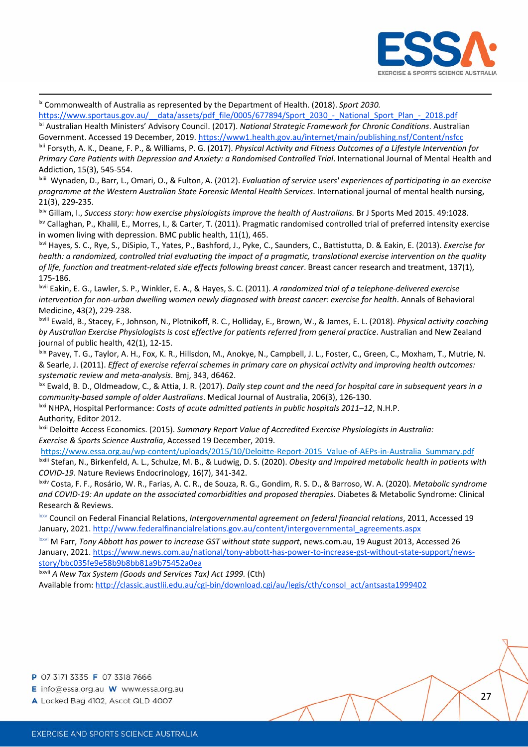[lx] Commonwealth of Australia as represented by the Department of Health. (2018). *Sport 2030.* https://www.sportaus.gov.au/__data/assets/pdf_file/0005/677894/Sport_2030_-_National_Sport_Plan_-_2018.pdf

[lxi] Australian Health Ministers' Advisory Council. (2017). *National Strategic Framework for Chronic Conditions*. Australian Government. Accessed 19 December, 2019. https://www1.health.gov.au/internet/main/publishing.nsf/Content/nsfcc

[lxii] Forsyth, A. K., Deane, F. P., & Williams, P. G. (2017). *Physical Activity and Fitness Outcomes of a Lifestyle Intervention for Primary Care Patients with Depression and Anxiety: a Randomised Controlled Trial*. International Journal of Mental Health and Addiction, 15(3), 545-554.

[lxiii] Wynaden, D., Barr, L., Omari, O., & Fulton, A. (2012). *Evaluation of service users' experiences of participating in an exercise programme at the Western Australian State Forensic Mental Health Services*. International journal of mental health nursing, 21(3), 229-235.

[lxiv] Gillam, I., *Success story: how exercise physiologists improve the health of Australians.* Br J Sports Med 2015. 49:1028.

[lxv] Callaghan, P., Khalil, E., Morres, I., & Carter, T. (2011). Pragmatic randomised controlled trial of preferred intensity exercise in women living with depression. BMC public health, 11(1), 465.

[lxvi] Hayes, S. C., Rye, S., DiSipio, T., Yates, P., Bashford, J., Pyke, C., Saunders, C., Battistutta, D. & Eakin, E. (2013). *Exercise for health: a randomized, controlled trial evaluating the impact of a pragmatic, translational exercise intervention on the quality of life, function and treatment-related side effects following breast cancer*. Breast cancer research and treatment, 137(1), 175-186.

[lxvii] Eakin, E. G., Lawler, S. P., Winkler, E. A., & Hayes, S. C. (2011). *A randomized trial of a telephone-delivered exercise intervention for non-urban dwelling women newly diagnosed with breast cancer: exercise for health*. Annals of Behavioral Medicine, 43(2), 229-238.

[lxviii] Ewald, B., Stacey, F., Johnson, N., Plotnikoff, R. C., Holliday, E., Brown, W., & James, E. L. (2018). *Physical activity coaching by Australian Exercise Physiologists is cost effective for patients referred from general practice*. Australian and New Zealand journal of public health, 42(1), 12-15.

[lxix] Pavey, T. G., Taylor, A. H., Fox, K. R., Hillsdon, M., Anokye, N., Campbell, J. L., Foster, C., Green, C., Moxham, T., Mutrie, N. & Searle, J. (2011). *Effect of exercise referral schemes in primary care on physical activity and improving health outcomes: systematic review and meta-analysis*. Bmj, 343, d6462.

[lxx] Ewald, B. D., Oldmeadow, C., & Attia, J. R. (2017). *Daily step count and the need for hospital care in subsequent years in a community-based sample of older Australians*. Medical Journal of Australia, 206(3), 126-130.

[lxxi] NHPA, Hospital Performance: *Costs of acute admitted patients in public hospitals 2011–12*, N.H.P. Authority, Editor 2012.

[lxxii] Deloitte Access Economics. (2015). *Summary Report Value of Accredited Exercise Physiologists in Australia: Exercise & Sports Science Australia*, Accessed 19 December, 2019. https://www.essa.org.au/wp-content/uploads/2015/10/Deloitte-Report-2015_Value-of-AEPs-in-Australia_Summary.pdf

[lxxiii] Stefan, N., Birkenfeld, A. L., Schulze, M. B., & Ludwig, D. S. (2020). *Obesity and impaired metabolic health in patients with COVID-19*. Nature Reviews Endocrinology, 16(7), 341-342.

[lxxiv] Costa, F. F., Rosário, W. R., Farias, A. C. R., de Souza, R. G., Gondim, R. S. D., & Barroso, W. A. (2020). *Metabolic syndrome and COVID-19: An update on the associated comorbidities and proposed therapies*. Diabetes & Metabolic Syndrome: Clinical Research & Reviews.

[lxxv] Council on Federal Financial Relations, *Intergovernmental agreement on federal financial relations*, 2011, Accessed 19 January, 2021. http://www.federalfinancialrelations.gov.au/content/intergovernmental_agreements.aspx

[lxxvi] M Farr, *Tony Abbott has power to increase GST without state support*, news.com.au, 19 August 2013, Accessed 26 January, 2021. https://www.news.com.au/national/tony-abbott-has-power-to-increase-gst-without-state-support/news-story/bbc035fe9e58b9b8bb81a9b75452a0ea

[lxxvii] *A New Tax System (Goods and Services Tax) Act 1999.* (Cth) Available from: http://classic.austlii.edu.au/cgi-bin/download.cgi/au/legis/cth/consol_act/antsasta1999402